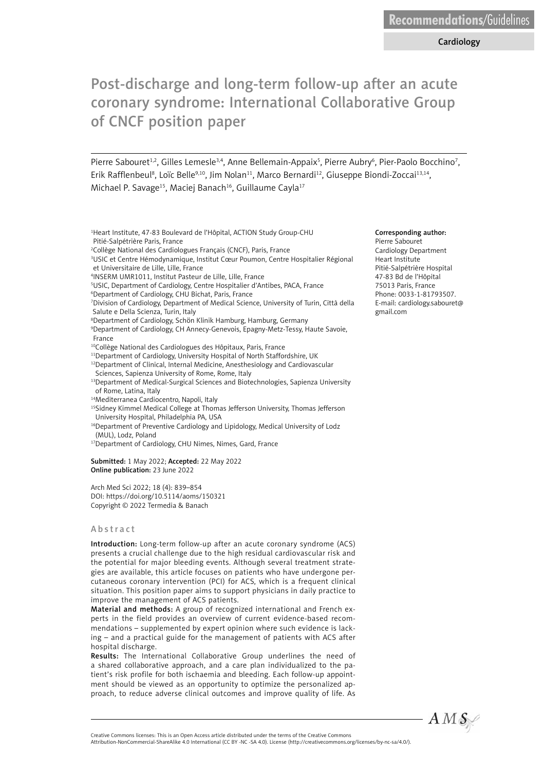Recommendations/Guidelines

Cardiology

# Post-discharge and long-term follow-up after an acute coronary syndrome: International Collaborative Group of CNCF position paper

Pierre Sabouret[1,2], Gilles Lemesle[3,4], Anne Bellemain-Appaix[5], Pierre Aubry[6], Pier-Paolo Bocchino[7], Erik Rafflenbeul[8], Loïc Belle[9,10], Jim Nolan[11], Marco Bernardi[12], Giuseppe Biondi-Zoccai[13,14], Michael P. Savage[15], Maciej Banach[16], Guillaume Cayla[17]

[1]Heart Institute, 47-83 Boulevard de l'Hôpital, ACTION Study Group-CHU Pitié-Salpétrière Paris, France
[2]Collège National des Cardiologues Français (CNCF), Paris, France
[3]USIC et Centre Hémodynamique, Institut Cœur Poumon, Centre Hospitalier Régional et Universitaire de Lille, Lille, France
[4]INSERM UMR1011, Institut Pasteur de Lille, Lille, France
[5]USIC, Department of Cardiology, Centre Hospitalier d'Antibes, PACA, France
[6]Department of Cardiology, CHU Bichat, Paris, France
[7]Division of Cardiology, Department of Medical Science, University of Turin, Città della Salute e Della Scienza, Turin, Italy
[8]Department of Cardiology, Schön Klinik Hamburg, Hamburg, Germany
[9]Department of Cardiology, CH Annecy-Genevois, Epagny-Metz-Tessy, Haute Savoie, France
[10]Collège National des Cardiologues des Hôpitaux, Paris, France
[11]Department of Cardiology, University Hospital of North Staffordshire, UK
[12]Department of Clinical, Internal Medicine, Anesthesiology and Cardiovascular Sciences, Sapienza University of Rome, Rome, Italy
[13]Department of Medical-Surgical Sciences and Biotechnologies, Sapienza University of Rome, Latina, Italy
[14]Mediterranea Cardiocentro, Napoli, Italy
[15]Sidney Kimmel Medical College at Thomas Jefferson University, Thomas Jefferson University Hospital, Philadelphia PA, USA
[16]Department of Preventive Cardiology and Lipidology, Medical University of Lodz (MUL), Lodz, Poland
[17]Department of Cardiology, CHU Nimes, Nimes, Gard, France

**Corresponding author:**
Pierre Sabouret
Cardiology Department
Heart Institute
Pitié-Salpétrière Hospital
47-83 Bd de l'Hôpital
75013 Paris, France
Phone: 0033-1-81793507.
E-mail: cardiology.sabouret@gmail.com

**Submitted:** 1 May 2022; **Accepted:** 22 May 2022
**Online publication:** 23 June 2022

Arch Med Sci 2022; 18 (4): 839–854
DOI: https://doi.org/10.5114/aoms/150321
Copyright © 2022 Termedia & Banach

## Abstract

**Introduction:** Long-term follow-up after an acute coronary syndrome (ACS) presents a crucial challenge due to the high residual cardiovascular risk and the potential for major bleeding events. Although several treatment strategies are available, this article focuses on patients who have undergone percutaneous coronary intervention (PCI) for ACS, which is a frequent clinical situation. This position paper aims to support physicians in daily practice to improve the management of ACS patients.

**Material and methods:** A group of recognized international and French experts in the field provides an overview of current evidence-based recommendations – supplemented by expert opinion where such evidence is lacking – and a practical guide for the management of patients with ACS after hospital discharge.

**Results:** The International Collaborative Group underlines the need of a shared collaborative approach, and a care plan individualized to the patient's risk profile for both ischaemia and bleeding. Each follow-up appointment should be viewed as an opportunity to optimize the personalized approach, to reduce adverse clinical outcomes and improve quality of life. As

Creative Commons licenses: This is an Open Access article distributed under the terms of the Creative Commons Attribution-NonCommercial-ShareAlike 4.0 International (CC BY -NC -SA 4.0). License (http://creativecommons.org/licenses/by-nc-sa/4.0/).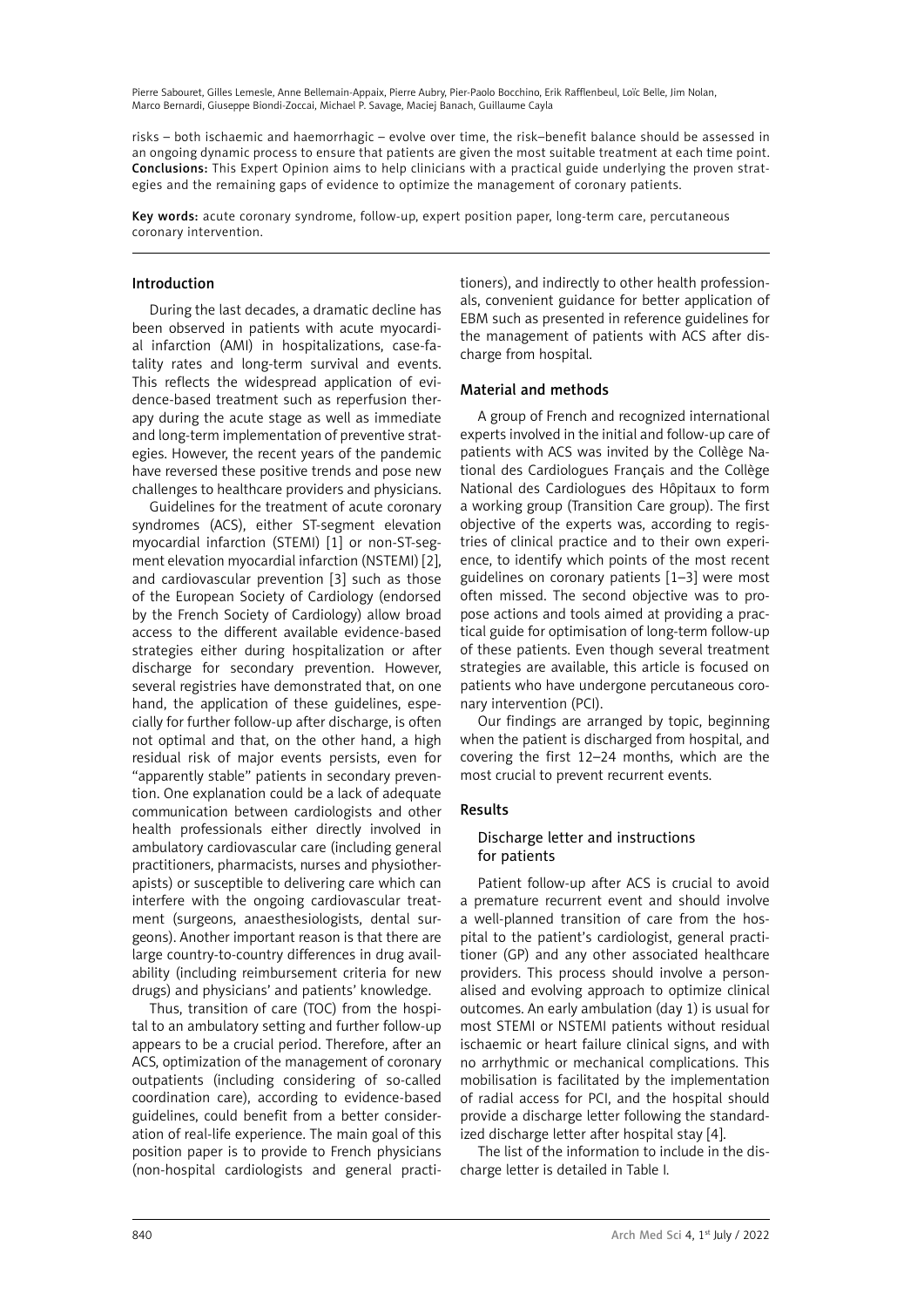risks – both ischaemic and haemorrhagic – evolve over time, the risk–benefit balance should be assessed in an ongoing dynamic process to ensure that patients are given the most suitable treatment at each time point.
**Conclusions:** This Expert Opinion aims to help clinicians with a practical guide underlying the proven strategies and the remaining gaps of evidence to optimize the management of coronary patients.

**Key words:** acute coronary syndrome, follow-up, expert position paper, long-term care, percutaneous coronary intervention.

## Introduction

During the last decades, a dramatic decline has been observed in patients with acute myocardial infarction (AMI) in hospitalizations, case-fatality rates and long-term survival and events. This reflects the widespread application of evidence-based treatment such as reperfusion therapy during the acute stage as well as immediate and long-term implementation of preventive strategies. However, the recent years of the pandemic have reversed these positive trends and pose new challenges to healthcare providers and physicians.

Guidelines for the treatment of acute coronary syndromes (ACS), either ST-segment elevation myocardial infarction (STEMI) [1] or non-ST-segment elevation myocardial infarction (NSTEMI) [2], and cardiovascular prevention [3] such as those of the European Society of Cardiology (endorsed by the French Society of Cardiology) allow broad access to the different available evidence-based strategies either during hospitalization or after discharge for secondary prevention. However, several registries have demonstrated that, on one hand, the application of these guidelines, especially for further follow-up after discharge, is often not optimal and that, on the other hand, a high residual risk of major events persists, even for "apparently stable" patients in secondary prevention. One explanation could be a lack of adequate communication between cardiologists and other health professionals either directly involved in ambulatory cardiovascular care (including general practitioners, pharmacists, nurses and physiotherapists) or susceptible to delivering care which can interfere with the ongoing cardiovascular treatment (surgeons, anaesthesiologists, dental surgeons). Another important reason is that there are large country-to-country differences in drug availability (including reimbursement criteria for new drugs) and physicians' and patients' knowledge.

Thus, transition of care (TOC) from the hospital to an ambulatory setting and further follow-up appears to be a crucial period. Therefore, after an ACS, optimization of the management of coronary outpatients (including considering of so-called coordination care), according to evidence-based guidelines, could benefit from a better consideration of real-life experience. The main goal of this position paper is to provide to French physicians (non-hospital cardiologists and general practitioners), and indirectly to other health professionals, convenient guidance for better application of EBM such as presented in reference guidelines for the management of patients with ACS after discharge from hospital.

## Material and methods

A group of French and recognized international experts involved in the initial and follow-up care of patients with ACS was invited by the Collège National des Cardiologues Français and the Collège National des Cardiologues des Hôpitaux to form a working group (Transition Care group). The first objective of the experts was, according to registries of clinical practice and to their own experience, to identify which points of the most recent guidelines on coronary patients [1–3] were most often missed. The second objective was to propose actions and tools aimed at providing a practical guide for optimisation of long-term follow-up of these patients. Even though several treatment strategies are available, this article is focused on patients who have undergone percutaneous coronary intervention (PCI).

Our findings are arranged by topic, beginning when the patient is discharged from hospital, and covering the first 12–24 months, which are the most crucial to prevent recurrent events.

## Results

### Discharge letter and instructions for patients

Patient follow-up after ACS is crucial to avoid a premature recurrent event and should involve a well-planned transition of care from the hospital to the patient's cardiologist, general practitioner (GP) and any other associated healthcare providers. This process should involve a personalised and evolving approach to optimize clinical outcomes. An early ambulation (day 1) is usual for most STEMI or NSTEMI patients without residual ischaemic or heart failure clinical signs, and with no arrhythmic or mechanical complications. This mobilisation is facilitated by the implementation of radial access for PCI, and the hospital should provide a discharge letter following the standardized discharge letter after hospital stay [4].

The list of the information to include in the discharge letter is detailed in Table I.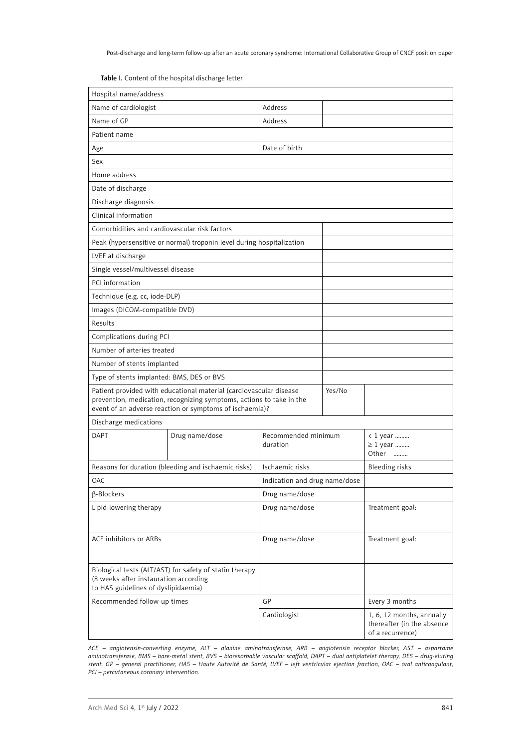**Table I.** Content of the hospital discharge letter

| Hospital name/address | | | | |
|---|---|---|---|---|
| Name of cardiologist | | Address | | |
| Name of GP | | Address | | |
| Patient name | | | | |
| Age | | Date of birth | | |
| Sex | | | | |
| Home address | | | | |
| Date of discharge | | | | |
| Discharge diagnosis | | | | |
| Clinical information | | | | |
| Comorbidities and cardiovascular risk factors | | | | |
| Peak (hypersensitive or normal) troponin level during hospitalization | | | | |
| LVEF at discharge | | | | |
| Single vessel/multivessel disease | | | | |
| PCI information | | | | |
| Technique (e.g. cc, iode-DLP) | | | | |
| Images (DICOM-compatible DVD) | | | | |
| Results | | | | |
| Complications during PCI | | | | |
| Number of arteries treated | | | | |
| Number of stents implanted | | | | |
| Type of stents implanted: BMS, DES or BVS | | | | |
| Patient provided with educational material (cardiovascular disease prevention, medication, recognizing symptoms, actions to take in the event of an adverse reaction or symptoms of ischaemia)? | | | Yes/No | |
| Discharge medications | | | | |
| DAPT | Drug name/dose | Recommended minimum duration | | < 1 year ......... ≥ 1 year ......... Other ......... |
| Reasons for duration (bleeding and ischaemic risks) | | Ischaemic risks | | Bleeding risks |
| OAC | | Indication and drug name/dose | | |
| β-Blockers | | Drug name/dose | | |
| Lipid-lowering therapy | | Drug name/dose | | Treatment goal: |
| ACE inhibitors or ARBs | | Drug name/dose | | Treatment goal: |
| Biological tests (ALT/AST) for safety of statin therapy (8 weeks after instauration according to HAS guidelines of dyslipidaemia) | | | | |
| Recommended follow-up times | | GP | | Every 3 months |
| | | Cardiologist | | 1, 6, 12 months, annually thereafter (in the absence of a recurrence) |

*ACE – angiotensin-converting enzyme, ALT – alanine aminotransferase, ARB – angiotensin receptor blocker, AST – aspartame aminotransferase, BMS – bare-metal stent, BVS – bioresorbable vascular scaffold, DAPT – dual antiplatelet therapy, DES – drug-eluting stent, GP – general practitioner, HAS – Haute Autorité de Santé, LVEF – left ventricular ejection fraction, OAC – oral anticoagulant, PCI – percutaneous coronary intervention.*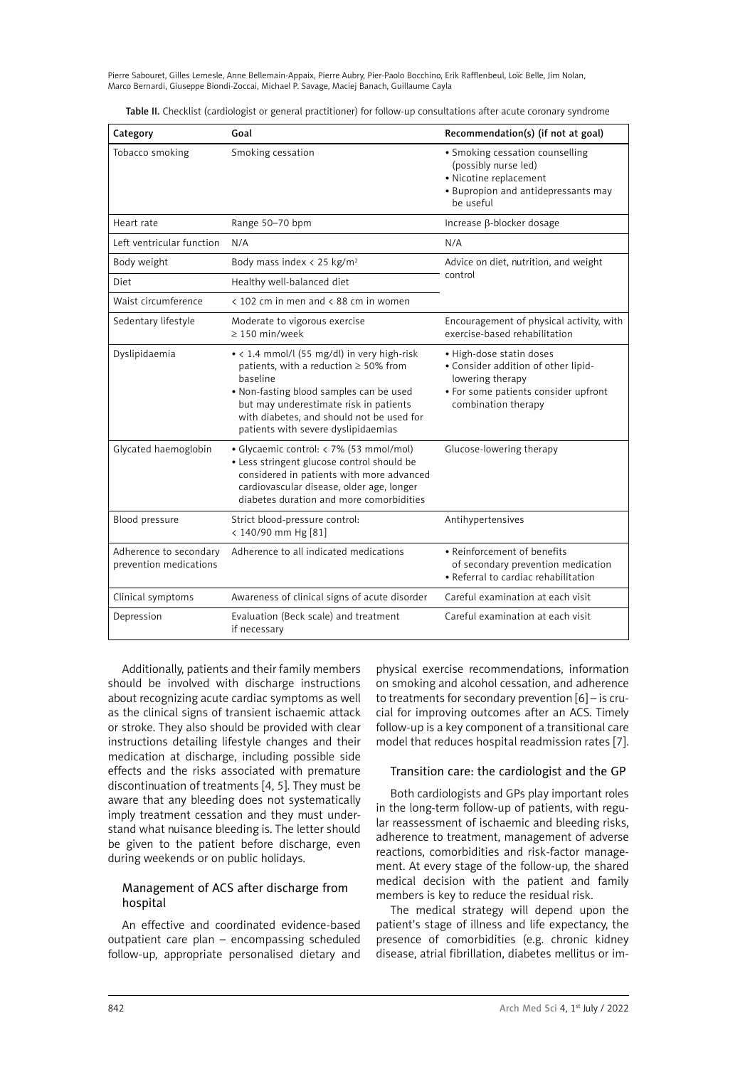Table II. Checklist (cardiologist or general practitioner) for follow-up consultations after acute coronary syndrome

| Category | Goal | Recommendation(s) (if not at goal) |
|---|---|---|
| Tobacco smoking | Smoking cessation | • Smoking cessation counselling (possibly nurse led)<br>• Nicotine replacement<br>• Bupropion and antidepressants may be useful |
| Heart rate | Range 50–70 bpm | Increase β-blocker dosage |
| Left ventricular function | N/A | N/A |
| Body weight | Body mass index < 25 kg/m² | Advice on diet, nutrition, and weight control |
| Diet | Healthy well-balanced diet | |
| Waist circumference | < 102 cm in men and < 88 cm in women | |
| Sedentary lifestyle | Moderate to vigorous exercise ≥ 150 min/week | Encouragement of physical activity, with exercise-based rehabilitation |
| Dyslipidaemia | • < 1.4 mmol/l (55 mg/dl) in very high-risk patients, with a reduction ≥ 50% from baseline<br>• Non-fasting blood samples can be used but may underestimate risk in patients with diabetes, and should not be used for patients with severe dyslipidaemias | • High-dose statin doses<br>• Consider addition of other lipid-lowering therapy<br>• For some patients consider upfront combination therapy |
| Glycated haemoglobin | • Glycaemic control: < 7% (53 mmol/mol)<br>• Less stringent glucose control should be considered in patients with more advanced cardiovascular disease, older age, longer diabetes duration and more comorbidities | Glucose-lowering therapy |
| Blood pressure | Strict blood-pressure control: < 140/90 mm Hg [81] | Antihypertensives |
| Adherence to secondary prevention medications | Adherence to all indicated medications | • Reinforcement of benefits of secondary prevention medication<br>• Referral to cardiac rehabilitation |
| Clinical symptoms | Awareness of clinical signs of acute disorder | Careful examination at each visit |
| Depression | Evaluation (Beck scale) and treatment if necessary | Careful examination at each visit |

Additionally, patients and their family members should be involved with discharge instructions about recognizing acute cardiac symptoms as well as the clinical signs of transient ischaemic attack or stroke. They also should be provided with clear instructions detailing lifestyle changes and their medication at discharge, including possible side effects and the risks associated with premature discontinuation of treatments [4, 5]. They must be aware that any bleeding does not systematically imply treatment cessation and they must understand what nuisance bleeding is. The letter should be given to the patient before discharge, even during weekends or on public holidays.

### Management of ACS after discharge from hospital

An effective and coordinated evidence-based outpatient care plan – encompassing scheduled follow-up, appropriate personalised dietary and physical exercise recommendations, information on smoking and alcohol cessation, and adherence to treatments for secondary prevention [6] – is crucial for improving outcomes after an ACS. Timely follow-up is a key component of a transitional care model that reduces hospital readmission rates [7].

### Transition care: the cardiologist and the GP

Both cardiologists and GPs play important roles in the long-term follow-up of patients, with regular reassessment of ischaemic and bleeding risks, adherence to treatment, management of adverse reactions, comorbidities and risk-factor management. At every stage of the follow-up, the shared medical decision with the patient and family members is key to reduce the residual risk.

The medical strategy will depend upon the patient's stage of illness and life expectancy, the presence of comorbidities (e.g. chronic kidney disease, atrial fibrillation, diabetes mellitus or im-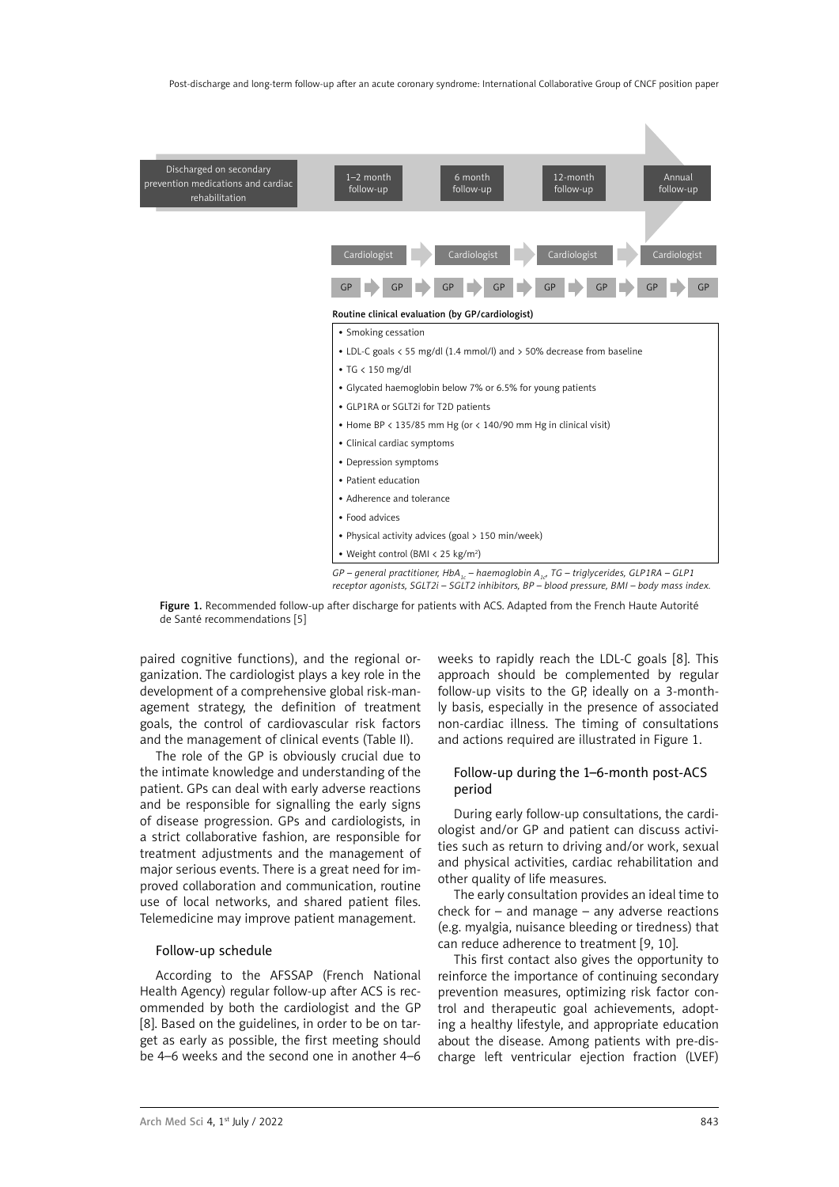Discharged on secondary prevention medications and cardiac rehabilitation → 1–2 month follow-up → 6 month follow-up → 12-month follow-up → Annual follow-up

Cardiologist → Cardiologist → Cardiologist → Cardiologist

GP → GP → GP → GP → GP → GP → GP → GP

**Routine clinical evaluation (by GP/cardiologist)**

- Smoking cessation
- LDL-C goals < 55 mg/dl (1.4 mmol/l) and > 50% decrease from baseline
- TG < 150 mg/dl
- Glycated haemoglobin below 7% or 6.5% for young patients
- GLP1RA or SGLT2i for T2D patients
- Home BP < 135/85 mm Hg (or < 140/90 mm Hg in clinical visit)
- Clinical cardiac symptoms
- Depression symptoms
- Patient education
- Adherence and tolerance
- Food advices
- Physical activity advices (goal > 150 min/week)
- Weight control (BMI < 25 kg/m$^2$)

*GP – general practitioner, $HbA_{1c}$ – haemoglobin $A_{1c}$, TG – triglycerides, GLP1RA – GLP1 receptor agonists, SGLT2i – SGLT2 inhibitors, BP – blood pressure, BMI – body mass index.*

**Figure 1.** Recommended follow-up after discharge for patients with ACS. Adapted from the French Haute Autorité de Santé recommendations [5]

paired cognitive functions), and the regional organization. The cardiologist plays a key role in the development of a comprehensive global risk-management strategy, the definition of treatment goals, the control of cardiovascular risk factors and the management of clinical events (Table II).

The role of the GP is obviously crucial due to the intimate knowledge and understanding of the patient. GPs can deal with early adverse reactions and be responsible for signalling the early signs of disease progression. GPs and cardiologists, in a strict collaborative fashion, are responsible for treatment adjustments and the management of major serious events. There is a great need for improved collaboration and communication, routine use of local networks, and shared patient files. Telemedicine may improve patient management.

### Follow-up schedule

According to the AFSSAP (French National Health Agency) regular follow-up after ACS is recommended by both the cardiologist and the GP [8]. Based on the guidelines, in order to be on target as early as possible, the first meeting should be 4–6 weeks and the second one in another 4–6 weeks to rapidly reach the LDL-C goals [8]. This approach should be complemented by regular follow-up visits to the GP, ideally on a 3-monthly basis, especially in the presence of associated non-cardiac illness. The timing of consultations and actions required are illustrated in Figure 1.

### Follow-up during the 1–6-month post-ACS period

During early follow-up consultations, the cardiologist and/or GP and patient can discuss activities such as return to driving and/or work, sexual and physical activities, cardiac rehabilitation and other quality of life measures.

The early consultation provides an ideal time to check for – and manage – any adverse reactions (e.g. myalgia, nuisance bleeding or tiredness) that can reduce adherence to treatment [9, 10].

This first contact also gives the opportunity to reinforce the importance of continuing secondary prevention measures, optimizing risk factor control and therapeutic goal achievements, adopting a healthy lifestyle, and appropriate education about the disease. Among patients with pre-discharge left ventricular ejection fraction (LVEF)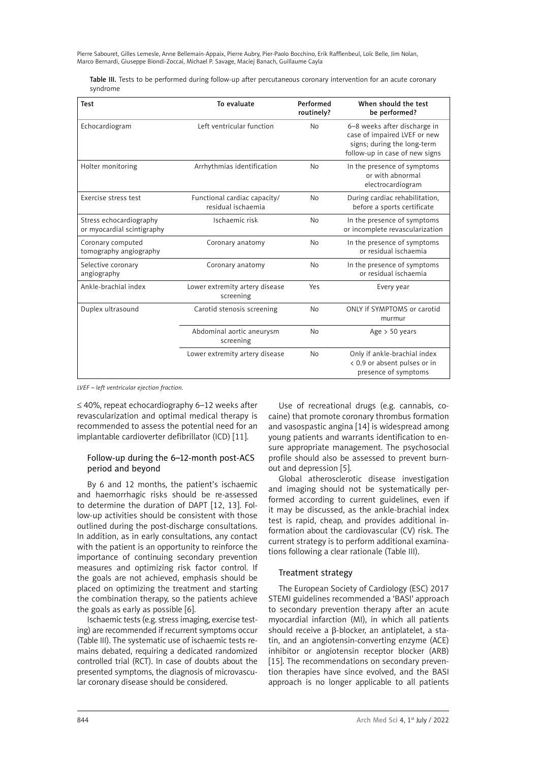Table III. Tests to be performed during follow-up after percutaneous coronary intervention for an acute coronary syndrome

| Test | To evaluate | Performed routinely? | When should the test be performed? |
|---|---|---|---|
| Echocardiogram | Left ventricular function | No | 6–8 weeks after discharge in case of impaired LVEF or new signs; during the long-term follow-up in case of new signs |
| Holter monitoring | Arrhythmias identification | No | In the presence of symptoms or with abnormal electrocardiogram |
| Exercise stress test | Functional cardiac capacity/ residual ischaemia | No | During cardiac rehabilitation, before a sports certificate |
| Stress echocardiography or myocardial scintigraphy | Ischaemic risk | No | In the presence of symptoms or incomplete revascularization |
| Coronary computed tomography angiography | Coronary anatomy | No | In the presence of symptoms or residual ischaemia |
| Selective coronary angiography | Coronary anatomy | No | In the presence of symptoms or residual ischaemia |
| Ankle-brachial index | Lower extremity artery disease screening | Yes | Every year |
| Duplex ultrasound | Carotid stenosis screening | No | ONLY if SYMPTOMS or carotid murmur |
| | Abdominal aortic aneurysm screening | No | Age > 50 years |
| | Lower extremity artery disease | No | Only if ankle-brachial index < 0.9 or absent pulses or in presence of symptoms |

*LVEF – left ventricular ejection fraction.*

≤ 40%, repeat echocardiography 6–12 weeks after revascularization and optimal medical therapy is recommended to assess the potential need for an implantable cardioverter defibrillator (ICD) [11].

### Follow-up during the 6–12-month post-ACS period and beyond

By 6 and 12 months, the patient's ischaemic and haemorrhagic risks should be re-assessed to determine the duration of DAPT [12, 13]. Follow-up activities should be consistent with those outlined during the post-discharge consultations. In addition, as in early consultations, any contact with the patient is an opportunity to reinforce the importance of continuing secondary prevention measures and optimizing risk factor control. If the goals are not achieved, emphasis should be placed on optimizing the treatment and starting the combination therapy, so the patients achieve the goals as early as possible [6].

Ischaemic tests (e.g. stress imaging, exercise testing) are recommended if recurrent symptoms occur (Table III). The systematic use of ischaemic tests remains debated, requiring a dedicated randomized controlled trial (RCT). In case of doubts about the presented symptoms, the diagnosis of microvascular coronary disease should be considered.

Use of recreational drugs (e.g. cannabis, cocaine) that promote coronary thrombus formation and vasospastic angina [14] is widespread among young patients and warrants identification to ensure appropriate management. The psychosocial profile should also be assessed to prevent burnout and depression [5].

Global atherosclerotic disease investigation and imaging should not be systematically performed according to current guidelines, even if it may be discussed, as the ankle-brachial index test is rapid, cheap, and provides additional information about the cardiovascular (CV) risk. The current strategy is to perform additional examinations following a clear rationale (Table III).

### Treatment strategy

The European Society of Cardiology (ESC) 2017 STEMI guidelines recommended a 'BASI' approach to secondary prevention therapy after an acute myocardial infarction (MI), in which all patients should receive a β-blocker, an antiplatelet, a statin, and an angiotensin-converting enzyme (ACE) inhibitor or angiotensin receptor blocker (ARB) [15]. The recommendations on secondary prevention therapies have since evolved, and the BASI approach is no longer applicable to all patients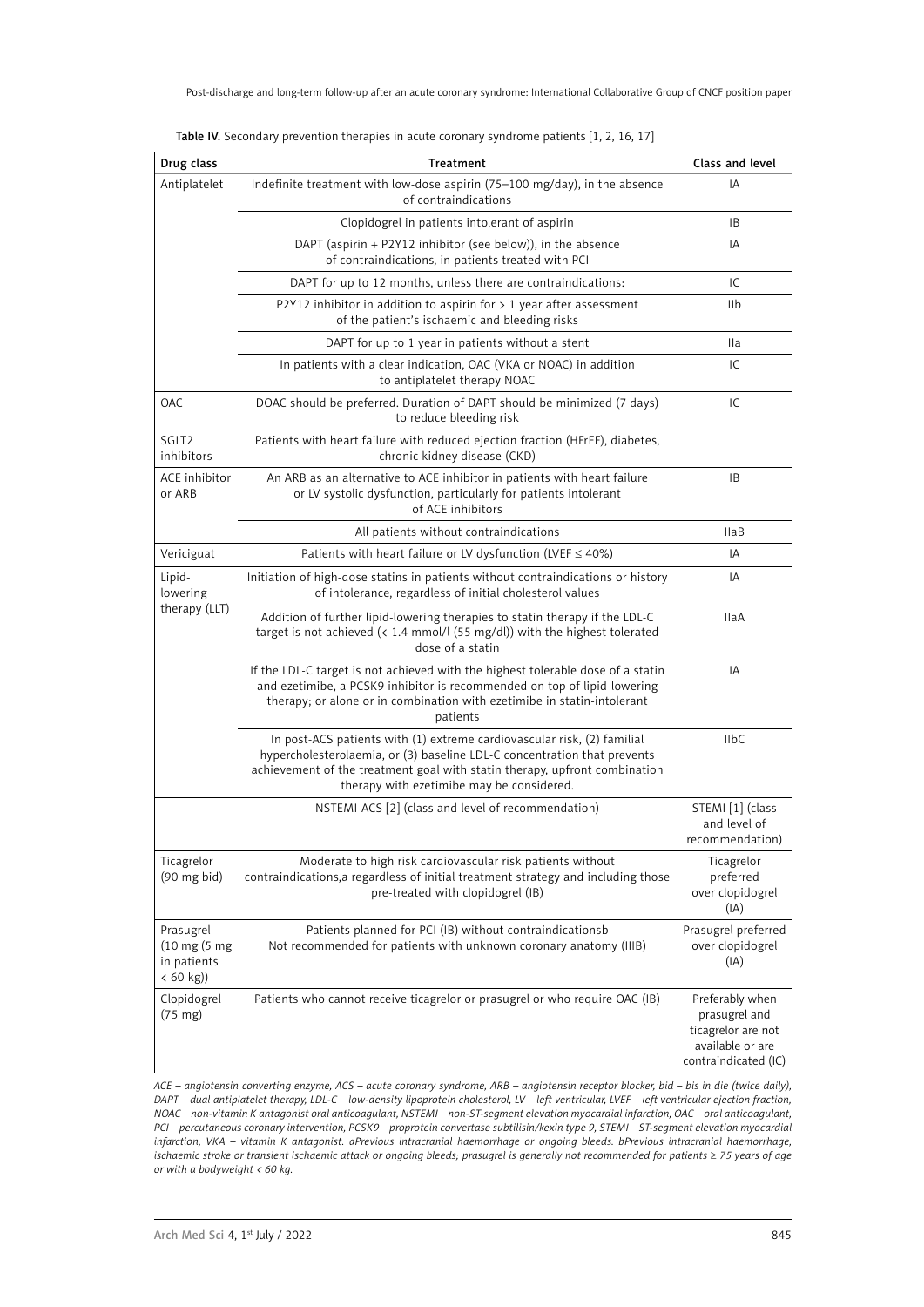**Table IV.** Secondary prevention therapies in acute coronary syndrome patients [1, 2, 16, 17]

| Drug class | Treatment | Class and level |
|---|---|---|
| Antiplatelet | Indefinite treatment with low-dose aspirin (75–100 mg/day), in the absence of contraindications | IA |
| | Clopidogrel in patients intolerant of aspirin | IB |
| | DAPT (aspirin + P2Y12 inhibitor (see below)), in the absence of contraindications, in patients treated with PCI | IA |
| | DAPT for up to 12 months, unless there are contraindications: | IC |
| | P2Y12 inhibitor in addition to aspirin for > 1 year after assessment of the patient's ischaemic and bleeding risks | IIb |
| | DAPT for up to 1 year in patients without a stent | IIa |
| | In patients with a clear indication, OAC (VKA or NOAC) in addition to antiplatelet therapy NOAC | IC |
| OAC | DOAC should be preferred. Duration of DAPT should be minimized (7 days) to reduce bleeding risk | IC |
| SGLT2 inhibitors | Patients with heart failure with reduced ejection fraction (HFrEF), diabetes, chronic kidney disease (CKD) | |
| ACE inhibitor or ARB | An ARB as an alternative to ACE inhibitor in patients with heart failure or LV systolic dysfunction, particularly for patients intolerant of ACE inhibitors | IB |
| | All patients without contraindications | IIaB |
| Vericiguat | Patients with heart failure or LV dysfunction (LVEF ≤ 40%) | IA |
| Lipid-lowering therapy (LLT) | Initiation of high-dose statins in patients without contraindications or history of intolerance, regardless of initial cholesterol values | IA |
| | Addition of further lipid-lowering therapies to statin therapy if the LDL-C target is not achieved (< 1.4 mmol/l (55 mg/dl)) with the highest tolerated dose of a statin | IIaA |
| | If the LDL-C target is not achieved with the highest tolerable dose of a statin and ezetimibe, a PCSK9 inhibitor is recommended on top of lipid-lowering therapy; or alone or in combination with ezetimibe in statin-intolerant patients | IA |
| | In post-ACS patients with (1) extreme cardiovascular risk, (2) familial hypercholesterolaemia, or (3) baseline LDL-C concentration that prevents achievement of the treatment goal with statin therapy, upfront combination therapy with ezetimibe may be considered. | IIbC |
| | NSTEMI-ACS [2] (class and level of recommendation) | STEMI [1] (class and level of recommendation) |
| Ticagrelor (90 mg bid) | Moderate to high risk cardiovascular risk patients without contraindications,a regardless of initial treatment strategy and including those pre-treated with clopidogrel (IB) | Ticagrelor preferred over clopidogrel (IA) |
| Prasugrel (10 mg (5 mg in patients < 60 kg)) | Patients planned for PCI (IB) without contraindicationsb<br>Not recommended for patients with unknown coronary anatomy (IIIB) | Prasugrel preferred over clopidogrel (IA) |
| Clopidogrel (75 mg) | Patients who cannot receive ticagrelor or prasugrel or who require OAC (IB) | Preferably when prasugrel and ticagrelor are not available or are contraindicated (IC) |

*ACE – angiotensin converting enzyme, ACS – acute coronary syndrome, ARB – angiotensin receptor blocker, bid – bis in die (twice daily), DAPT – dual antiplatelet therapy, LDL-C – low-density lipoprotein cholesterol, LV – left ventricular, LVEF – left ventricular ejection fraction, NOAC – non-vitamin K antagonist oral anticoagulant, NSTEMI – non-ST-segment elevation myocardial infarction, OAC – oral anticoagulant, PCI – percutaneous coronary intervention, PCSK9 – proprotein convertase subtilisin/kexin type 9, STEMI – ST-segment elevation myocardial infarction, VKA – vitamin K antagonist. aPrevious intracranial haemorrhage or ongoing bleeds. bPrevious intracranial haemorrhage, ischaemic stroke or transient ischaemic attack or ongoing bleeds; prasugrel is generally not recommended for patients ≥ 75 years of age or with a bodyweight < 60 kg.*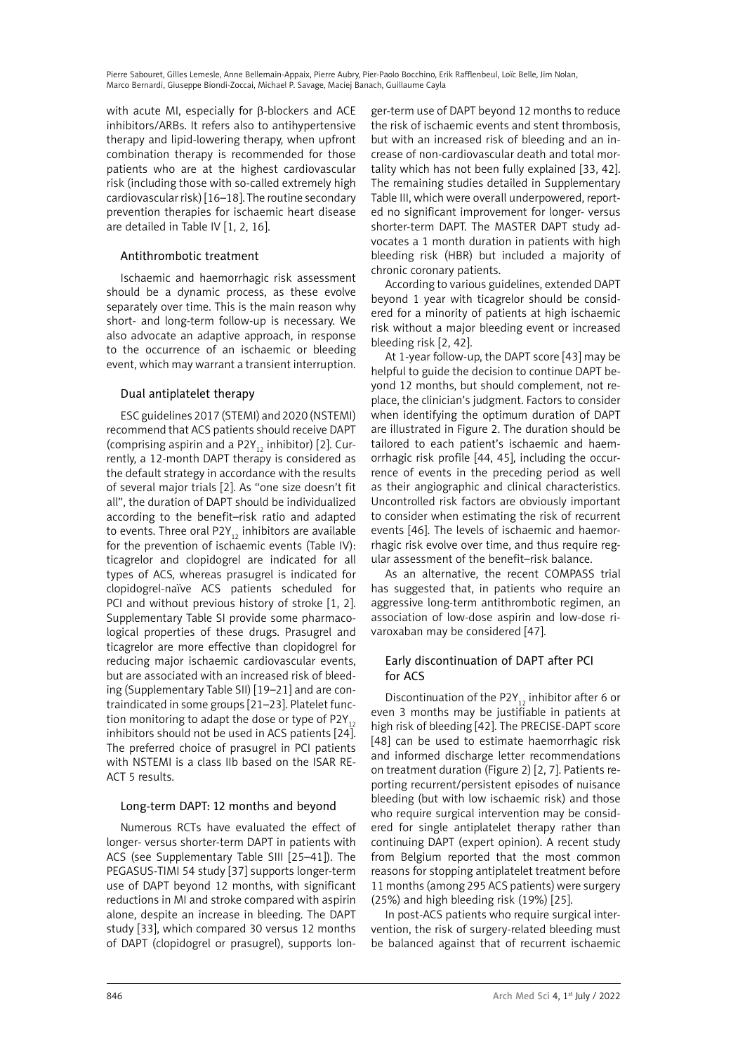with acute MI, especially for β-blockers and ACE inhibitors/ARBs. It refers also to antihypertensive therapy and lipid-lowering therapy, when upfront combination therapy is recommended for those patients who are at the highest cardiovascular risk (including those with so-called extremely high cardiovascular risk) [16–18]. The routine secondary prevention therapies for ischaemic heart disease are detailed in Table IV [1, 2, 16].

### Antithrombotic treatment

Ischaemic and haemorrhagic risk assessment should be a dynamic process, as these evolve separately over time. This is the main reason why short- and long-term follow-up is necessary. We also advocate an adaptive approach, in response to the occurrence of an ischaemic or bleeding event, which may warrant a transient interruption.

### Dual antiplatelet therapy

ESC guidelines 2017 (STEMI) and 2020 (NSTEMI) recommend that ACS patients should receive DAPT (comprising aspirin and a $P2Y_{12}$ inhibitor) [2]. Currently, a 12-month DAPT therapy is considered as the default strategy in accordance with the results of several major trials [2]. As "one size doesn't fit all", the duration of DAPT should be individualized according to the benefit–risk ratio and adapted to events. Three oral $P2Y_{12}$ inhibitors are available for the prevention of ischaemic events (Table IV): ticagrelor and clopidogrel are indicated for all types of ACS, whereas prasugrel is indicated for clopidogrel-naïve ACS patients scheduled for PCI and without previous history of stroke [1, 2]. Supplementary Table SI provide some pharmacological properties of these drugs. Prasugrel and ticagrelor are more effective than clopidogrel for reducing major ischaemic cardiovascular events, but are associated with an increased risk of bleeding (Supplementary Table SII) [19–21] and are contraindicated in some groups [21–23]. Platelet function monitoring to adapt the dose or type of $P2Y_{12}$ inhibitors should not be used in ACS patients [24]. The preferred choice of prasugrel in PCI patients with NSTEMI is a class IIb based on the ISAR REACT 5 results.

### Long-term DAPT: 12 months and beyond

Numerous RCTs have evaluated the effect of longer- versus shorter-term DAPT in patients with ACS (see Supplementary Table SIII [25–41]). The PEGASUS-TIMI 54 study [37] supports longer-term use of DAPT beyond 12 months, with significant reductions in MI and stroke compared with aspirin alone, despite an increase in bleeding. The DAPT study [33], which compared 30 versus 12 months of DAPT (clopidogrel or prasugrel), supports longer-term use of DAPT beyond 12 months to reduce the risk of ischaemic events and stent thrombosis, but with an increased risk of bleeding and an increase of non-cardiovascular death and total mortality which has not been fully explained [33, 42]. The remaining studies detailed in Supplementary Table III, which were overall underpowered, reported no significant improvement for longer- versus shorter-term DAPT. The MASTER DAPT study advocates a 1 month duration in patients with high bleeding risk (HBR) but included a majority of chronic coronary patients.

According to various guidelines, extended DAPT beyond 1 year with ticagrelor should be considered for a minority of patients at high ischaemic risk without a major bleeding event or increased bleeding risk [2, 42].

At 1-year follow-up, the DAPT score [43] may be helpful to guide the decision to continue DAPT beyond 12 months, but should complement, not replace, the clinician's judgment. Factors to consider when identifying the optimum duration of DAPT are illustrated in Figure 2. The duration should be tailored to each patient's ischaemic and haemorrhagic risk profile [44, 45], including the occurrence of events in the preceding period as well as their angiographic and clinical characteristics. Uncontrolled risk factors are obviously important to consider when estimating the risk of recurrent events [46]. The levels of ischaemic and haemorrhagic risk evolve over time, and thus require regular assessment of the benefit–risk balance.

As an alternative, the recent COMPASS trial has suggested that, in patients who require an aggressive long-term antithrombotic regimen, an association of low-dose aspirin and low-dose rivaroxaban may be considered [47].

### Early discontinuation of DAPT after PCI for ACS

Discontinuation of the $P2Y_{12}$ inhibitor after 6 or even 3 months may be justifiable in patients at high risk of bleeding [42]. The PRECISE-DAPT score [48] can be used to estimate haemorrhagic risk and informed discharge letter recommendations on treatment duration (Figure 2) [2, 7]. Patients reporting recurrent/persistent episodes of nuisance bleeding (but with low ischaemic risk) and those who require surgical intervention may be considered for single antiplatelet therapy rather than continuing DAPT (expert opinion). A recent study from Belgium reported that the most common reasons for stopping antiplatelet treatment before 11 months (among 295 ACS patients) were surgery (25%) and high bleeding risk (19%) [25].

In post-ACS patients who require surgical intervention, the risk of surgery-related bleeding must be balanced against that of recurrent ischaemic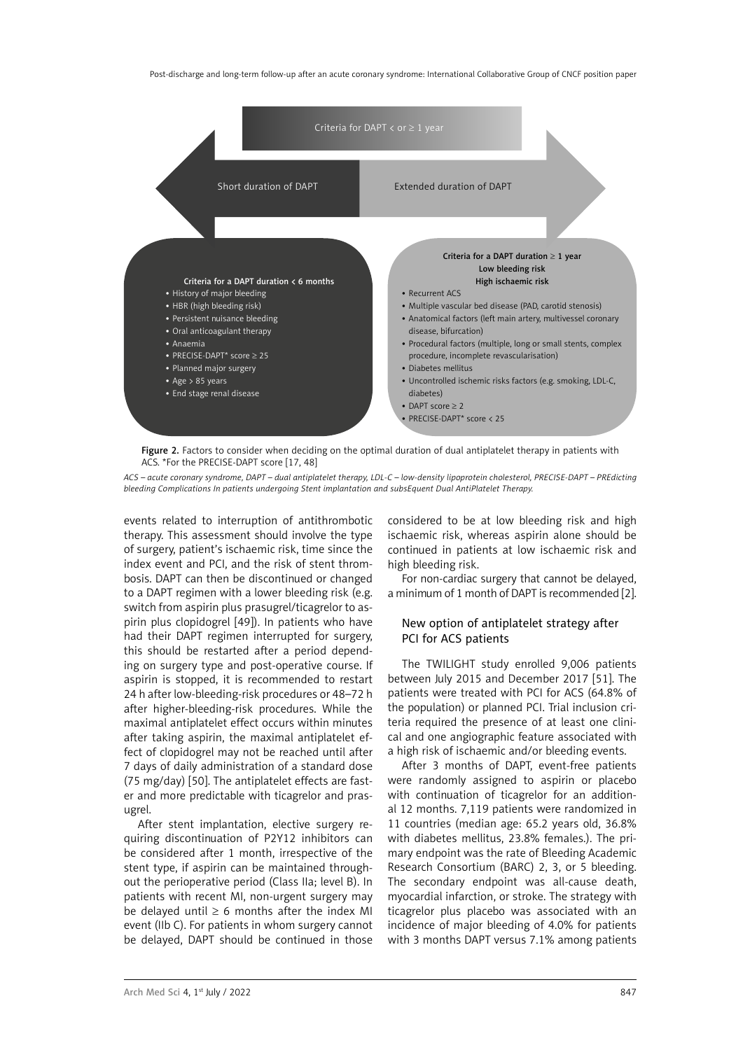Criteria for DAPT < or ≥ 1 year

Short duration of DAPT

Extended duration of DAPT

**Criteria for a DAPT duration < 6 months**

- History of major bleeding
- HBR (high bleeding risk)
- Persistent nuisance bleeding
- Oral anticoagulant therapy
- Anaemia
- PRECISE-DAPT* score ≥ 25
- Planned major surgery
- Age > 85 years
- End stage renal disease

**Criteria for a DAPT duration ≥ 1 year**
**Low bleeding risk**
**High ischaemic risk**

- Recurrent ACS
- Multiple vascular bed disease (PAD, carotid stenosis)
- Anatomical factors (left main artery, multivessel coronary disease, bifurcation)
- Procedural factors (multiple, long or small stents, complex procedure, incomplete revascularisation)
- Diabetes mellitus
- Uncontrolled ischemic risks factors (e.g. smoking, LDL-C, diabetes)
- DAPT score ≥ 2
- PRECISE-DAPT* score < 25

**Figure 2.** Factors to consider when deciding on the optimal duration of dual antiplatelet therapy in patients with ACS. *For the PRECISE-DAPT score [17, 48]

*ACS – acute coronary syndrome, DAPT – dual antiplatelet therapy, LDL-C – low-density lipoprotein cholesterol, PRECISE-DAPT – PREdicting bleeding Complications In patients undergoing Stent implantation and subsEquent Dual AntiPlatelet Therapy.*

events related to interruption of antithrombotic therapy. This assessment should involve the type of surgery, patient's ischaemic risk, time since the index event and PCI, and the risk of stent thrombosis. DAPT can then be discontinued or changed to a DAPT regimen with a lower bleeding risk (e.g. switch from aspirin plus prasugrel/ticagrelor to aspirin plus clopidogrel [49]). In patients who have had their DAPT regimen interrupted for surgery, this should be restarted after a period depending on surgery type and post-operative course. If aspirin is stopped, it is recommended to restart 24 h after low-bleeding-risk procedures or 48–72 h after higher-bleeding-risk procedures. While the maximal antiplatelet effect occurs within minutes after taking aspirin, the maximal antiplatelet effect of clopidogrel may not be reached until after 7 days of daily administration of a standard dose (75 mg/day) [50]. The antiplatelet effects are faster and more predictable with ticagrelor and prasugrel.

After stent implantation, elective surgery requiring discontinuation of P2Y12 inhibitors can be considered after 1 month, irrespective of the stent type, if aspirin can be maintained throughout the perioperative period (Class IIa; level B). In patients with recent MI, non-urgent surgery may be delayed until ≥ 6 months after the index MI event (IIb C). For patients in whom surgery cannot be delayed, DAPT should be continued in those considered to be at low bleeding risk and high ischaemic risk, whereas aspirin alone should be continued in patients at low ischaemic risk and high bleeding risk.

For non-cardiac surgery that cannot be delayed, a minimum of 1 month of DAPT is recommended [2].

## New option of antiplatelet strategy after PCI for ACS patients

The TWILIGHT study enrolled 9,006 patients between July 2015 and December 2017 [51]. The patients were treated with PCI for ACS (64.8% of the population) or planned PCI. Trial inclusion criteria required the presence of at least one clinical and one angiographic feature associated with a high risk of ischaemic and/or bleeding events.

After 3 months of DAPT, event-free patients were randomly assigned to aspirin or placebo with continuation of ticagrelor for an additional 12 months. 7,119 patients were randomized in 11 countries (median age: 65.2 years old, 36.8% with diabetes mellitus, 23.8% females.). The primary endpoint was the rate of Bleeding Academic Research Consortium (BARC) 2, 3, or 5 bleeding. The secondary endpoint was all-cause death, myocardial infarction, or stroke. The strategy with ticagrelor plus placebo was associated with an incidence of major bleeding of 4.0% for patients with 3 months DAPT versus 7.1% among patients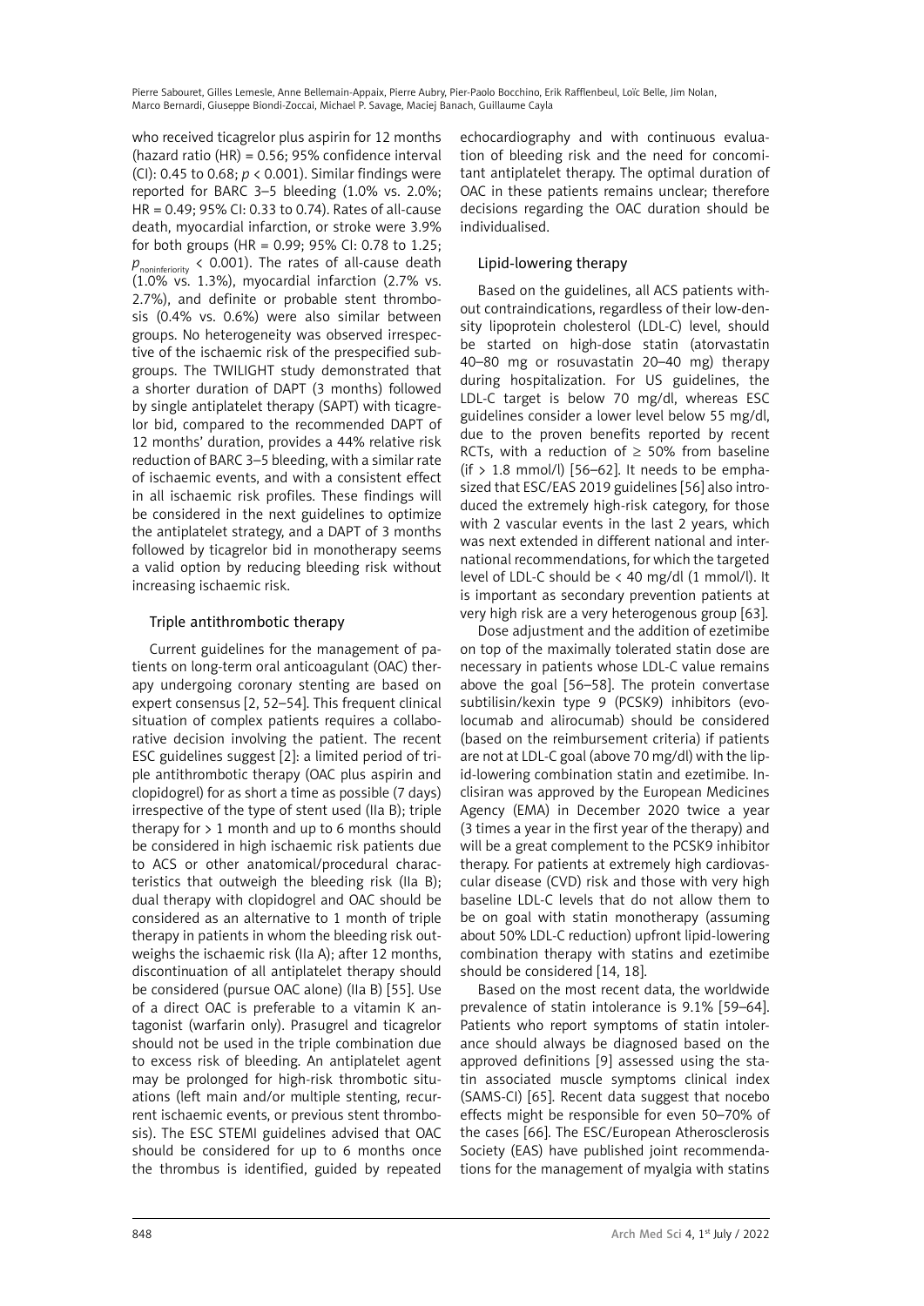who received ticagrelor plus aspirin for 12 months (hazard ratio (HR) = 0.56; 95% confidence interval (CI): 0.45 to 0.68; $p < 0.001$). Similar findings were reported for BARC 3–5 bleeding (1.0% vs. 2.0%; HR = 0.49; 95% CI: 0.33 to 0.74). Rates of all-cause death, myocardial infarction, or stroke were 3.9% for both groups (HR = 0.99; 95% CI: 0.78 to 1.25; $p_{noninferiority} < 0.001$). The rates of all-cause death (1.0% vs. 1.3%), myocardial infarction (2.7% vs. 2.7%), and definite or probable stent thrombosis (0.4% vs. 0.6%) were also similar between groups. No heterogeneity was observed irrespective of the ischaemic risk of the prespecified subgroups. The TWILIGHT study demonstrated that a shorter duration of DAPT (3 months) followed by single antiplatelet therapy (SAPT) with ticagrelor bid, compared to the recommended DAPT of 12 months' duration, provides a 44% relative risk reduction of BARC 3–5 bleeding, with a similar rate of ischaemic events, and with a consistent effect in all ischaemic risk profiles. These findings will be considered in the next guidelines to optimize the antiplatelet strategy, and a DAPT of 3 months followed by ticagrelor bid in monotherapy seems a valid option by reducing bleeding risk without increasing ischaemic risk.

### Triple antithrombotic therapy

Current guidelines for the management of patients on long-term oral anticoagulant (OAC) therapy undergoing coronary stenting are based on expert consensus [2, 52–54]. This frequent clinical situation of complex patients requires a collaborative decision involving the patient. The recent ESC guidelines suggest [2]: a limited period of triple antithrombotic therapy (OAC plus aspirin and clopidogrel) for as short a time as possible (7 days) irrespective of the type of stent used (IIa B); triple therapy for > 1 month and up to 6 months should be considered in high ischaemic risk patients due to ACS or other anatomical/procedural characteristics that outweigh the bleeding risk (IIa B); dual therapy with clopidogrel and OAC should be considered as an alternative to 1 month of triple therapy in patients in whom the bleeding risk outweighs the ischaemic risk (IIa A); after 12 months, discontinuation of all antiplatelet therapy should be considered (pursue OAC alone) (IIa B) [55]. Use of a direct OAC is preferable to a vitamin K antagonist (warfarin only). Prasugrel and ticagrelor should not be used in the triple combination due to excess risk of bleeding. An antiplatelet agent may be prolonged for high-risk thrombotic situations (left main and/or multiple stenting, recurrent ischaemic events, or previous stent thrombosis). The ESC STEMI guidelines advised that OAC should be considered for up to 6 months once the thrombus is identified, guided by repeated echocardiography and with continuous evaluation of bleeding risk and the need for concomitant antiplatelet therapy. The optimal duration of OAC in these patients remains unclear; therefore decisions regarding the OAC duration should be individualised.

### Lipid-lowering therapy

Based on the guidelines, all ACS patients without contraindications, regardless of their low-density lipoprotein cholesterol (LDL-C) level, should be started on high-dose statin (atorvastatin 40–80 mg or rosuvastatin 20–40 mg) therapy during hospitalization. For US guidelines, the LDL-C target is below 70 mg/dl, whereas ESC guidelines consider a lower level below 55 mg/dl, due to the proven benefits reported by recent RCTs, with a reduction of ≥ 50% from baseline (if > 1.8 mmol/l) [56–62]. It needs to be emphasized that ESC/EAS 2019 guidelines [56] also introduced the extremely high-risk category, for those with 2 vascular events in the last 2 years, which was next extended in different national and international recommendations, for which the targeted level of LDL-C should be < 40 mg/dl (1 mmol/l). It is important as secondary prevention patients at very high risk are a very heterogenous group [63].

Dose adjustment and the addition of ezetimibe on top of the maximally tolerated statin dose are necessary in patients whose LDL-C value remains above the goal [56–58]. The protein convertase subtilisin/kexin type 9 (PCSK9) inhibitors (evolocumab and alirocumab) should be considered (based on the reimbursement criteria) if patients are not at LDL-C goal (above 70 mg/dl) with the lipid-lowering combination statin and ezetimibe. Inclisiran was approved by the European Medicines Agency (EMA) in December 2020 twice a year (3 times a year in the first year of the therapy) and will be a great complement to the PCSK9 inhibitor therapy. For patients at extremely high cardiovascular disease (CVD) risk and those with very high baseline LDL-C levels that do not allow them to be on goal with statin monotherapy (assuming about 50% LDL-C reduction) upfront lipid-lowering combination therapy with statins and ezetimibe should be considered [14, 18].

Based on the most recent data, the worldwide prevalence of statin intolerance is 9.1% [59–64]. Patients who report symptoms of statin intolerance should always be diagnosed based on the approved definitions [9] assessed using the statin associated muscle symptoms clinical index (SAMS-CI) [65]. Recent data suggest that nocebo effects might be responsible for even 50–70% of the cases [66]. The ESC/European Atherosclerosis Society (EAS) have published joint recommendations for the management of myalgia with statins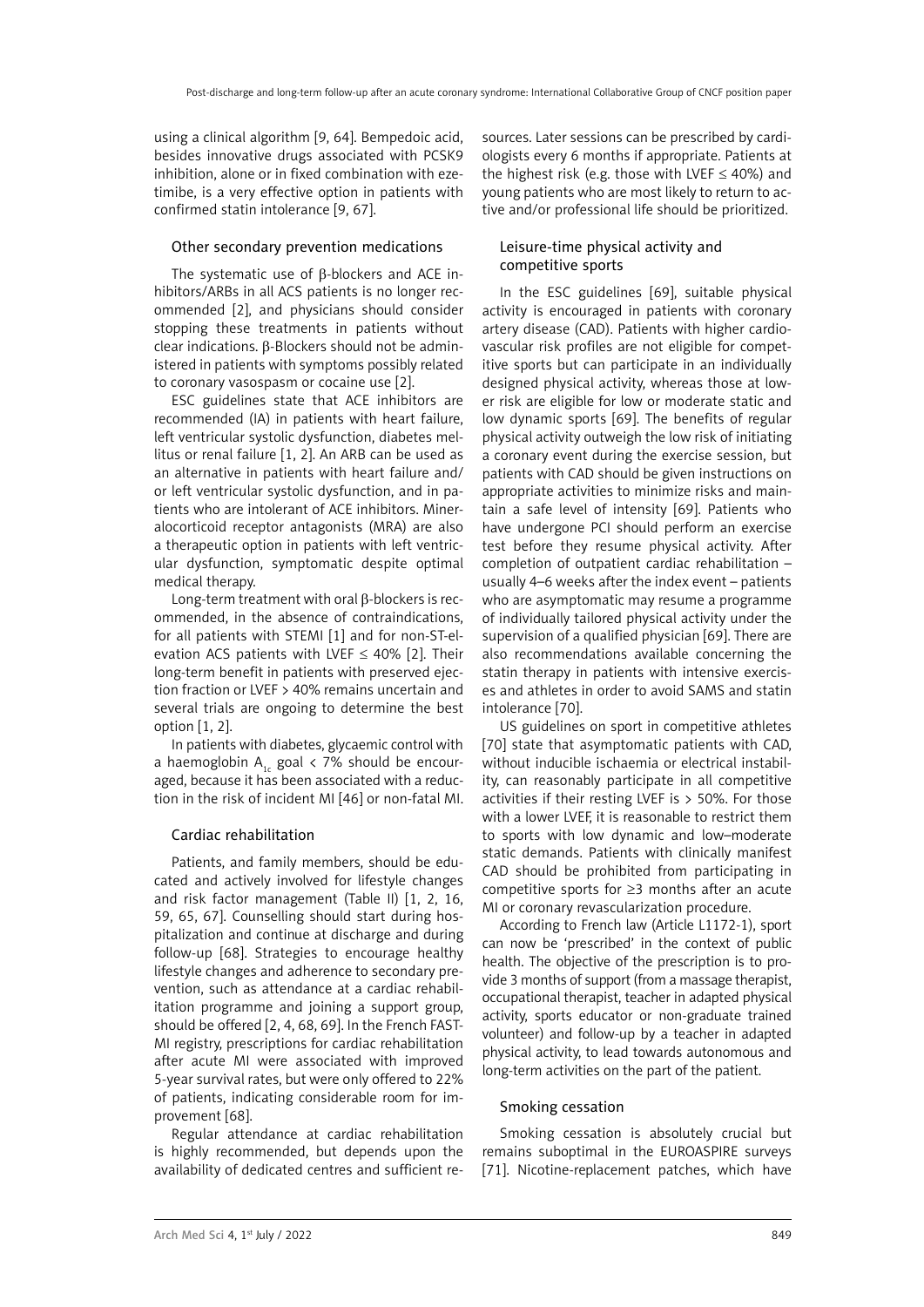using a clinical algorithm [9, 64]. Bempedoic acid, besides innovative drugs associated with PCSK9 inhibition, alone or in fixed combination with ezetimibe, is a very effective option in patients with confirmed statin intolerance [9, 67].

### Other secondary prevention medications

The systematic use of β-blockers and ACE inhibitors/ARBs in all ACS patients is no longer recommended [2], and physicians should consider stopping these treatments in patients without clear indications. β-Blockers should not be administered in patients with symptoms possibly related to coronary vasospasm or cocaine use [2].

ESC guidelines state that ACE inhibitors are recommended (IA) in patients with heart failure, left ventricular systolic dysfunction, diabetes mellitus or renal failure [1, 2]. An ARB can be used as an alternative in patients with heart failure and/or left ventricular systolic dysfunction, and in patients who are intolerant of ACE inhibitors. Mineralocorticoid receptor antagonists (MRA) are also a therapeutic option in patients with left ventricular dysfunction, symptomatic despite optimal medical therapy.

Long-term treatment with oral β-blockers is recommended, in the absence of contraindications, for all patients with STEMI [1] and for non-ST-elevation ACS patients with LVEF ≤ 40% [2]. Their long-term benefit in patients with preserved ejection fraction or LVEF > 40% remains uncertain and several trials are ongoing to determine the best option [1, 2].

In patients with diabetes, glycaemic control with a haemoglobin $A_{1c}$ goal < 7% should be encouraged, because it has been associated with a reduction in the risk of incident MI [46] or non-fatal MI.

### Cardiac rehabilitation

Patients, and family members, should be educated and actively involved for lifestyle changes and risk factor management (Table II) [1, 2, 16, 59, 65, 67]. Counselling should start during hospitalization and continue at discharge and during follow-up [68]. Strategies to encourage healthy lifestyle changes and adherence to secondary prevention, such as attendance at a cardiac rehabilitation programme and joining a support group, should be offered [2, 4, 68, 69]. In the French FAST-MI registry, prescriptions for cardiac rehabilitation after acute MI were associated with improved 5-year survival rates, but were only offered to 22% of patients, indicating considerable room for improvement [68].

Regular attendance at cardiac rehabilitation is highly recommended, but depends upon the availability of dedicated centres and sufficient resources. Later sessions can be prescribed by cardiologists every 6 months if appropriate. Patients at the highest risk (e.g. those with LVEF ≤ 40%) and young patients who are most likely to return to active and/or professional life should be prioritized.

### Leisure-time physical activity and competitive sports

In the ESC guidelines [69], suitable physical activity is encouraged in patients with coronary artery disease (CAD). Patients with higher cardiovascular risk profiles are not eligible for competitive sports but can participate in an individually designed physical activity, whereas those at lower risk are eligible for low or moderate static and low dynamic sports [69]. The benefits of regular physical activity outweigh the low risk of initiating a coronary event during the exercise session, but patients with CAD should be given instructions on appropriate activities to minimize risks and maintain a safe level of intensity [69]. Patients who have undergone PCI should perform an exercise test before they resume physical activity. After completion of outpatient cardiac rehabilitation – usually 4–6 weeks after the index event – patients who are asymptomatic may resume a programme of individually tailored physical activity under the supervision of a qualified physician [69]. There are also recommendations available concerning the statin therapy in patients with intensive exercises and athletes in order to avoid SAMS and statin intolerance [70].

US guidelines on sport in competitive athletes [70] state that asymptomatic patients with CAD, without inducible ischaemia or electrical instability, can reasonably participate in all competitive activities if their resting LVEF is > 50%. For those with a lower LVEF, it is reasonable to restrict them to sports with low dynamic and low–moderate static demands. Patients with clinically manifest CAD should be prohibited from participating in competitive sports for ≥3 months after an acute MI or coronary revascularization procedure.

According to French law (Article L1172-1), sport can now be 'prescribed' in the context of public health. The objective of the prescription is to provide 3 months of support (from a massage therapist, occupational therapist, teacher in adapted physical activity, sports educator or non-graduate trained volunteer) and follow-up by a teacher in adapted physical activity, to lead towards autonomous and long-term activities on the part of the patient.

### Smoking cessation

Smoking cessation is absolutely crucial but remains suboptimal in the EUROASPIRE surveys [71]. Nicotine-replacement patches, which have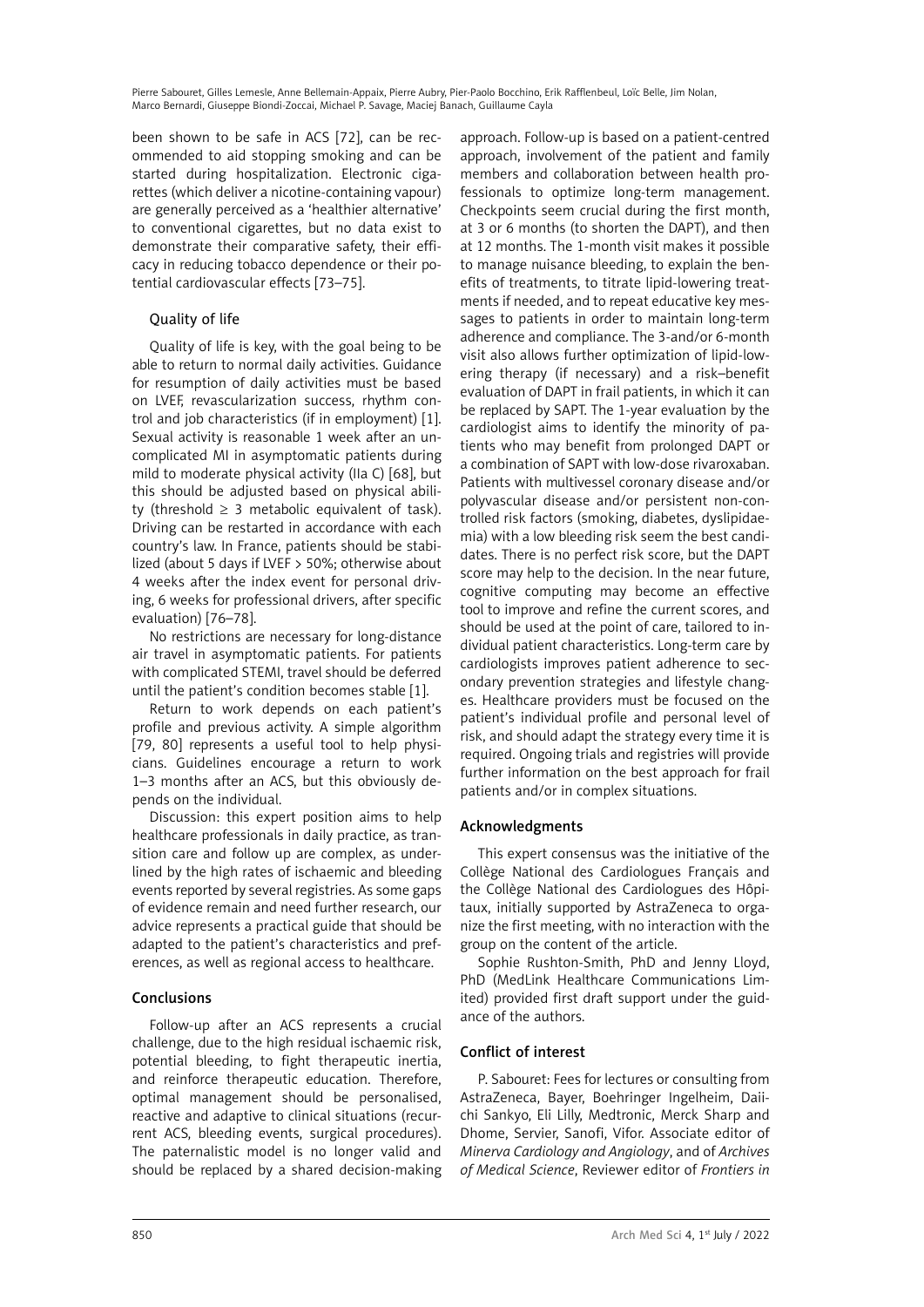been shown to be safe in ACS [72], can be recommended to aid stopping smoking and can be started during hospitalization. Electronic cigarettes (which deliver a nicotine-containing vapour) are generally perceived as a 'healthier alternative' to conventional cigarettes, but no data exist to demonstrate their comparative safety, their efficacy in reducing tobacco dependence or their potential cardiovascular effects [73–75].

### Quality of life

Quality of life is key, with the goal being to be able to return to normal daily activities. Guidance for resumption of daily activities must be based on LVEF, revascularization success, rhythm control and job characteristics (if in employment) [1]. Sexual activity is reasonable 1 week after an uncomplicated MI in asymptomatic patients during mild to moderate physical activity (IIa C) [68], but this should be adjusted based on physical ability (threshold ≥ 3 metabolic equivalent of task). Driving can be restarted in accordance with each country's law. In France, patients should be stabilized (about 5 days if LVEF > 50%; otherwise about 4 weeks after the index event for personal driving, 6 weeks for professional drivers, after specific evaluation) [76–78].

No restrictions are necessary for long-distance air travel in asymptomatic patients. For patients with complicated STEMI, travel should be deferred until the patient's condition becomes stable [1].

Return to work depends on each patient's profile and previous activity. A simple algorithm [79, 80] represents a useful tool to help physicians. Guidelines encourage a return to work 1–3 months after an ACS, but this obviously depends on the individual.

Discussion: this expert position aims to help healthcare professionals in daily practice, as transition care and follow up are complex, as underlined by the high rates of ischaemic and bleeding events reported by several registries. As some gaps of evidence remain and need further research, our advice represents a practical guide that should be adapted to the patient's characteristics and preferences, as well as regional access to healthcare.

## Conclusions

Follow-up after an ACS represents a crucial challenge, due to the high residual ischaemic risk, potential bleeding, to fight therapeutic inertia, and reinforce therapeutic education. Therefore, optimal management should be personalised, reactive and adaptive to clinical situations (recurrent ACS, bleeding events, surgical procedures). The paternalistic model is no longer valid and should be replaced by a shared decision-making approach. Follow-up is based on a patient-centred approach, involvement of the patient and family members and collaboration between health professionals to optimize long-term management. Checkpoints seem crucial during the first month, at 3 or 6 months (to shorten the DAPT), and then at 12 months. The 1-month visit makes it possible to manage nuisance bleeding, to explain the benefits of treatments, to titrate lipid-lowering treatments if needed, and to repeat educative key messages to patients in order to maintain long-term adherence and compliance. The 3-and/or 6-month visit also allows further optimization of lipid-lowering therapy (if necessary) and a risk–benefit evaluation of DAPT in frail patients, in which it can be replaced by SAPT. The 1-year evaluation by the cardiologist aims to identify the minority of patients who may benefit from prolonged DAPT or a combination of SAPT with low-dose rivaroxaban. Patients with multivessel coronary disease and/or polyvascular disease and/or persistent non-controlled risk factors (smoking, diabetes, dyslipidaemia) with a low bleeding risk seem the best candidates. There is no perfect risk score, but the DAPT score may help to the decision. In the near future, cognitive computing may become an effective tool to improve and refine the current scores, and should be used at the point of care, tailored to individual patient characteristics. Long-term care by cardiologists improves patient adherence to secondary prevention strategies and lifestyle changes. Healthcare providers must be focused on the patient's individual profile and personal level of risk, and should adapt the strategy every time it is required. Ongoing trials and registries will provide further information on the best approach for frail patients and/or in complex situations.

## Acknowledgments

This expert consensus was the initiative of the Collège National des Cardiologues Français and the Collège National des Cardiologues des Hôpitaux, initially supported by AstraZeneca to organize the first meeting, with no interaction with the group on the content of the article.

Sophie Rushton-Smith, PhD and Jenny Lloyd, PhD (MedLink Healthcare Communications Limited) provided first draft support under the guidance of the authors.

## Conflict of interest

P. Sabouret: Fees for lectures or consulting from AstraZeneca, Bayer, Boehringer Ingelheim, Daiichi Sankyo, Eli Lilly, Medtronic, Merck Sharp and Dhome, Servier, Sanofi, Vifor. Associate editor of *Minerva Cardiology and Angiology*, and of *Archives of Medical Science*, Reviewer editor of *Frontiers in*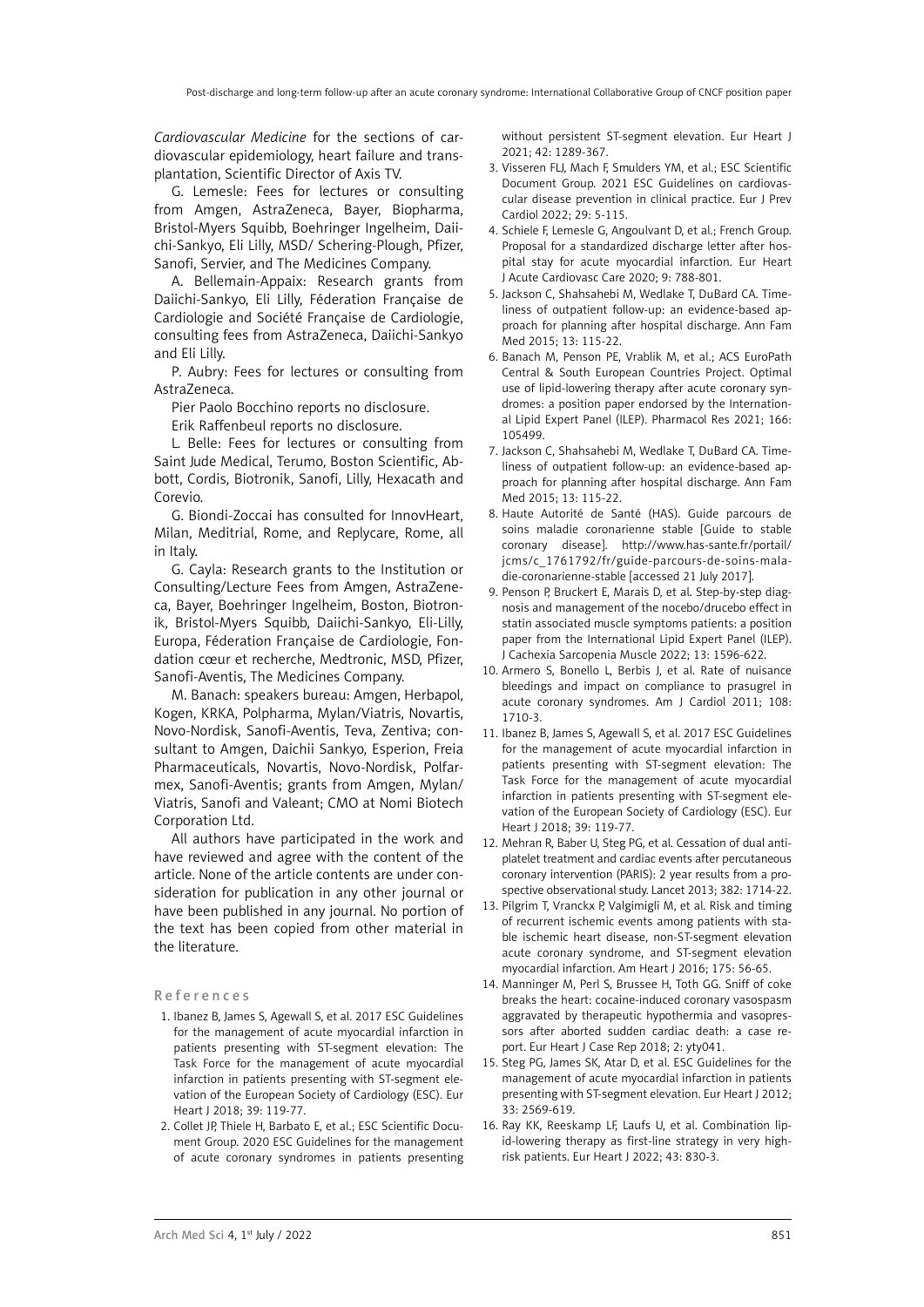*Cardiovascular Medicine* for the sections of cardiovascular epidemiology, heart failure and transplantation, Scientific Director of Axis TV.

G. Lemesle: Fees for lectures or consulting from Amgen, AstraZeneca, Bayer, Biopharma, Bristol-Myers Squibb, Boehringer Ingelheim, Daiichi-Sankyo, Eli Lilly, MSD/ Schering-Plough, Pfizer, Sanofi, Servier, and The Medicines Company.

A. Bellemain-Appaix: Research grants from Daiichi-Sankyo, Eli Lilly, Féderation Française de Cardiologie and Société Française de Cardiologie, consulting fees from AstraZeneca, Daiichi-Sankyo and Eli Lilly.

P. Aubry: Fees for lectures or consulting from AstraZeneca.

Pier Paolo Bocchino reports no disclosure.

Erik Raffenbeul reports no disclosure.

L. Belle: Fees for lectures or consulting from Saint Jude Medical, Terumo, Boston Scientific, Abbott, Cordis, Biotronik, Sanofi, Lilly, Hexacath and Corevio.

G. Biondi-Zoccai has consulted for InnovHeart, Milan, Meditrial, Rome, and Replycare, Rome, all in Italy.

G. Cayla: Research grants to the Institution or Consulting/Lecture Fees from Amgen, AstraZeneca, Bayer, Boehringer Ingelheim, Boston, Biotronik, Bristol-Myers Squibb, Daiichi-Sankyo, Eli-Lilly, Europa, Féderation Française de Cardiologie, Fondation cœur et recherche, Medtronic, MSD, Pfizer, Sanofi-Aventis, The Medicines Company.

M. Banach: speakers bureau: Amgen, Herbapol, Kogen, KRKA, Polpharma, Mylan/Viatris, Novartis, Novo-Nordisk, Sanofi-Aventis, Teva, Zentiva; consultant to Amgen, Daichii Sankyo, Esperion, Freia Pharmaceuticals, Novartis, Novo-Nordisk, Polfarmex, Sanofi-Aventis; grants from Amgen, Mylan/ Viatris, Sanofi and Valeant; CMO at Nomi Biotech Corporation Ltd.

All authors have participated in the work and have reviewed and agree with the content of the article. None of the article contents are under consideration for publication in any other journal or have been published in any journal. No portion of the text has been copied from other material in the literature.

## References

1. Ibanez B, James S, Agewall S, et al. 2017 ESC Guidelines for the management of acute myocardial infarction in patients presenting with ST-segment elevation: The Task Force for the management of acute myocardial infarction in patients presenting with ST-segment elevation of the European Society of Cardiology (ESC). Eur Heart J 2018; 39: 119-77.
2. Collet JP, Thiele H, Barbato E, et al.; ESC Scientific Document Group. 2020 ESC Guidelines for the management of acute coronary syndromes in patients presenting without persistent ST-segment elevation. Eur Heart J 2021; 42: 1289-367.
3. Visseren FLJ, Mach F, Smulders YM, et al.; ESC Scientific Document Group. 2021 ESC Guidelines on cardiovascular disease prevention in clinical practice. Eur J Prev Cardiol 2022; 29: 5-115.
4. Schiele F, Lemesle G, Angoulvant D, et al.; French Group. Proposal for a standardized discharge letter after hospital stay for acute myocardial infarction. Eur Heart J Acute Cardiovasc Care 2020; 9: 788-801.
5. Jackson C, Shahsahebi M, Wedlake T, DuBard CA. Timeliness of outpatient follow-up: an evidence-based approach for planning after hospital discharge. Ann Fam Med 2015; 13: 115-22.
6. Banach M, Penson PE, Vrablik M, et al.; ACS EuroPath Central & South European Countries Project. Optimal use of lipid-lowering therapy after acute coronary syndromes: a position paper endorsed by the International Lipid Expert Panel (ILEP). Pharmacol Res 2021; 166: 105499.
7. Jackson C, Shahsahebi M, Wedlake T, DuBard CA. Timeliness of outpatient follow-up: an evidence-based approach for planning after hospital discharge. Ann Fam Med 2015; 13: 115-22.
8. Haute Autorité de Santé (HAS). Guide parcours de soins maladie coronarienne stable [Guide to stable coronary disease]. http://www.has-sante.fr/portail/jcms/c_1761792/fr/guide-parcours-de-soins-maladie-coronarienne-stable [accessed 21 July 2017].
9. Penson P, Bruckert E, Marais D, et al. Step-by-step diagnosis and management of the nocebo/drucebo effect in statin associated muscle symptoms patients: a position paper from the International Lipid Expert Panel (ILEP). J Cachexia Sarcopenia Muscle 2022; 13: 1596-622.
10. Armero S, Bonello L, Berbis J, et al. Rate of nuisance bleedings and impact on compliance to prasugrel in acute coronary syndromes. Am J Cardiol 2011; 108: 1710-3.
11. Ibanez B, James S, Agewall S, et al. 2017 ESC Guidelines for the management of acute myocardial infarction in patients presenting with ST-segment elevation: The Task Force for the management of acute myocardial infarction in patients presenting with ST-segment elevation of the European Society of Cardiology (ESC). Eur Heart J 2018; 39: 119-77.
12. Mehran R, Baber U, Steg PG, et al. Cessation of dual antiplatelet treatment and cardiac events after percutaneous coronary intervention (PARIS): 2 year results from a prospective observational study. Lancet 2013; 382: 1714-22.
13. Pilgrim T, Vranckx P, Valgimigli M, et al. Risk and timing of recurrent ischemic events among patients with stable ischemic heart disease, non-ST-segment elevation acute coronary syndrome, and ST-segment elevation myocardial infarction. Am Heart J 2016; 175: 56-65.
14. Manninger M, Perl S, Brussee H, Toth GG. Sniff of coke breaks the heart: cocaine-induced coronary vasospasm aggravated by therapeutic hypothermia and vasopressors after aborted sudden cardiac death: a case report. Eur Heart J Case Rep 2018; 2: yty041.
15. Steg PG, James SK, Atar D, et al. ESC Guidelines for the management of acute myocardial infarction in patients presenting with ST-segment elevation. Eur Heart J 2012; 33: 2569-619.
16. Ray KK, Reeskamp LF, Laufs U, et al. Combination lipid-lowering therapy as first-line strategy in very high-risk patients. Eur Heart J 2022; 43: 830-3.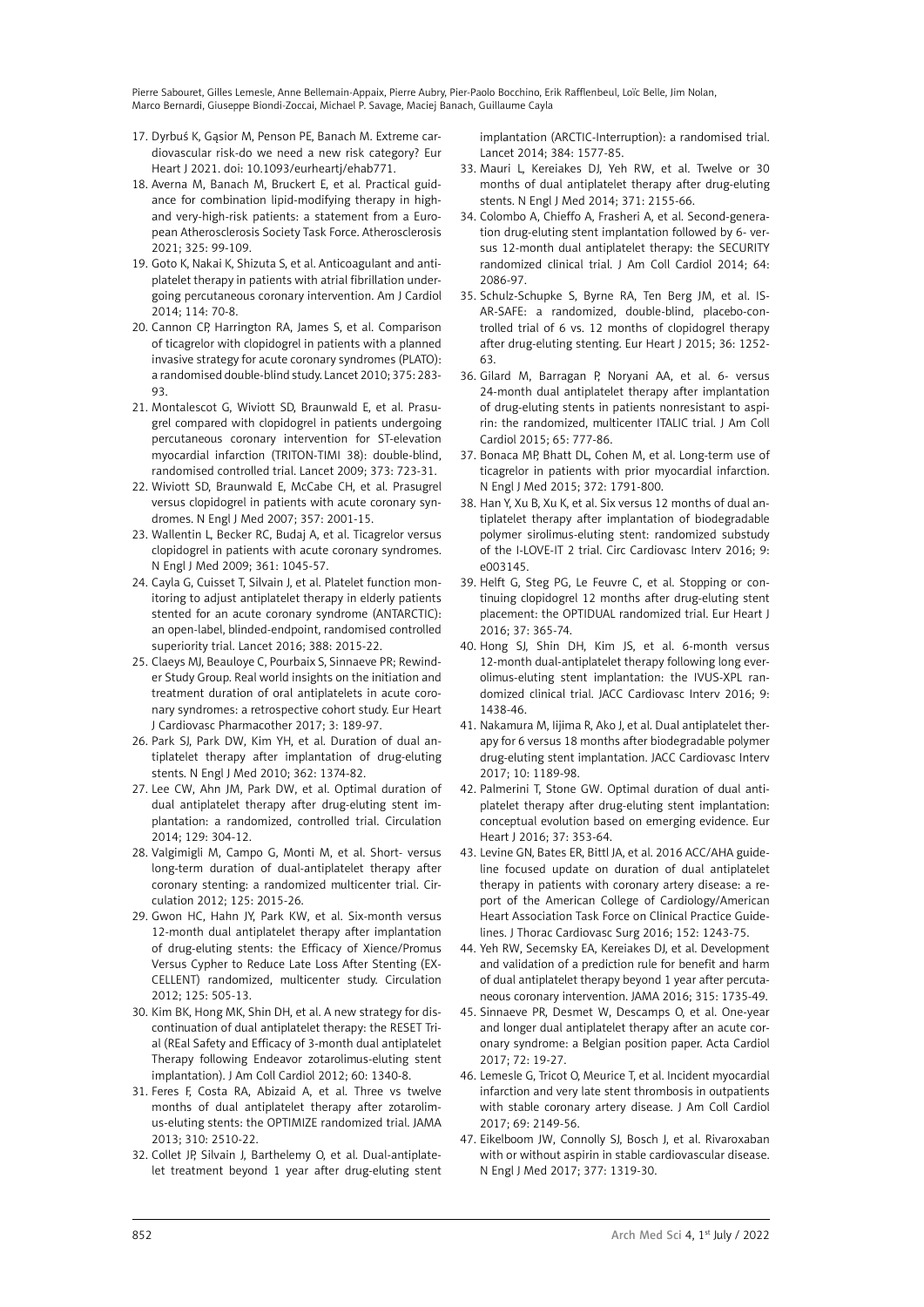17. Dyrbuś K, Gąsior M, Penson PE, Banach M. Extreme cardiovascular risk-do we need a new risk category? Eur Heart J 2021. doi: 10.1093/eurheartj/ehab771.
18. Averna M, Banach M, Bruckert E, et al. Practical guidance for combination lipid-modifying therapy in high- and very-high-risk patients: a statement from a European Atherosclerosis Society Task Force. Atherosclerosis 2021; 325: 99-109.
19. Goto K, Nakai K, Shizuta S, et al. Anticoagulant and antiplatelet therapy in patients with atrial fibrillation undergoing percutaneous coronary intervention. Am J Cardiol 2014; 114: 70-8.
20. Cannon CP, Harrington RA, James S, et al. Comparison of ticagrelor with clopidogrel in patients with a planned invasive strategy for acute coronary syndromes (PLATO): a randomised double-blind study. Lancet 2010; 375: 283-93.
21. Montalescot G, Wiviott SD, Braunwald E, et al. Prasugrel compared with clopidogrel in patients undergoing percutaneous coronary intervention for ST-elevation myocardial infarction (TRITON-TIMI 38): double-blind, randomised controlled trial. Lancet 2009; 373: 723-31.
22. Wiviott SD, Braunwald E, McCabe CH, et al. Prasugrel versus clopidogrel in patients with acute coronary syndromes. N Engl J Med 2007; 357: 2001-15.
23. Wallentin L, Becker RC, Budaj A, et al. Ticagrelor versus clopidogrel in patients with acute coronary syndromes. N Engl J Med 2009; 361: 1045-57.
24. Cayla G, Cuisset T, Silvain J, et al. Platelet function monitoring to adjust antiplatelet therapy in elderly patients stented for an acute coronary syndrome (ANTARCTIC): an open-label, blinded-endpoint, randomised controlled superiority trial. Lancet 2016; 388: 2015-22.
25. Claeys MJ, Beauloye C, Pourbaix S, Sinnaeve PR; Rewinder Study Group. Real world insights on the initiation and treatment duration of oral antiplatelets in acute coronary syndromes: a retrospective cohort study. Eur Heart J Cardiovasc Pharmacother 2017; 3: 189-97.
26. Park SJ, Park DW, Kim YH, et al. Duration of dual antiplatelet therapy after implantation of drug-eluting stents. N Engl J Med 2010; 362: 1374-82.
27. Lee CW, Ahn JM, Park DW, et al. Optimal duration of dual antiplatelet therapy after drug-eluting stent implantation: a randomized, controlled trial. Circulation 2014; 129: 304-12.
28. Valgimigli M, Campo G, Monti M, et al. Short- versus long-term duration of dual-antiplatelet therapy after coronary stenting: a randomized multicenter trial. Circulation 2012; 125: 2015-26.
29. Gwon HC, Hahn JY, Park KW, et al. Six-month versus 12-month dual antiplatelet therapy after implantation of drug-eluting stents: the Efficacy of Xience/Promus Versus Cypher to Reduce Late Loss After Stenting (EXCELLENT) randomized, multicenter study. Circulation 2012; 125: 505-13.
30. Kim BK, Hong MK, Shin DH, et al. A new strategy for discontinuation of dual antiplatelet therapy: the RESET Trial (REal Safety and Efficacy of 3-month dual antiplatelet Therapy following Endeavor zotarolimus-eluting stent implantation). J Am Coll Cardiol 2012; 60: 1340-8.
31. Feres F, Costa RA, Abizaid A, et al. Three vs twelve months of dual antiplatelet therapy after zotarolimus-eluting stents: the OPTIMIZE randomized trial. JAMA 2013; 310: 2510-22.
32. Collet JP, Silvain J, Barthelemy O, et al. Dual-antiplatelet treatment beyond 1 year after drug-eluting stent implantation (ARCTIC-Interruption): a randomised trial. Lancet 2014; 384: 1577-85.
33. Mauri L, Kereiakes DJ, Yeh RW, et al. Twelve or 30 months of dual antiplatelet therapy after drug-eluting stents. N Engl J Med 2014; 371: 2155-66.
34. Colombo A, Chieffo A, Frasheri A, et al. Second-generation drug-eluting stent implantation followed by 6- versus 12-month dual antiplatelet therapy: the SECURITY randomized clinical trial. J Am Coll Cardiol 2014; 64: 2086-97.
35. Schulz-Schupke S, Byrne RA, Ten Berg JM, et al. ISAR-SAFE: a randomized, double-blind, placebo-controlled trial of 6 vs. 12 months of clopidogrel therapy after drug-eluting stenting. Eur Heart J 2015; 36: 1252-63.
36. Gilard M, Barragan P, Noryani AA, et al. 6- versus 24-month dual antiplatelet therapy after implantation of drug-eluting stents in patients nonresistant to aspirin: the randomized, multicenter ITALIC trial. J Am Coll Cardiol 2015; 65: 777-86.
37. Bonaca MP, Bhatt DL, Cohen M, et al. Long-term use of ticagrelor in patients with prior myocardial infarction. N Engl J Med 2015; 372: 1791-800.
38. Han Y, Xu B, Xu K, et al. Six versus 12 months of dual antiplatelet therapy after implantation of biodegradable polymer sirolimus-eluting stent: randomized substudy of the I-LOVE-IT 2 trial. Circ Cardiovasc Interv 2016; 9: e003145.
39. Helft G, Steg PG, Le Feuvre C, et al. Stopping or continuing clopidogrel 12 months after drug-eluting stent placement: the OPTIDUAL randomized trial. Eur Heart J 2016; 37: 365-74.
40. Hong SJ, Shin DH, Kim JS, et al. 6-month versus 12-month dual-antiplatelet therapy following long everolimus-eluting stent implantation: the IVUS-XPL randomized clinical trial. JACC Cardiovasc Interv 2016; 9: 1438-46.
41. Nakamura M, Iijima R, Ako J, et al. Dual antiplatelet therapy for 6 versus 18 months after biodegradable polymer drug-eluting stent implantation. JACC Cardiovasc Interv 2017; 10: 1189-98.
42. Palmerini T, Stone GW. Optimal duration of dual antiplatelet therapy after drug-eluting stent implantation: conceptual evolution based on emerging evidence. Eur Heart J 2016; 37: 353-64.
43. Levine GN, Bates ER, Bittl JA, et al. 2016 ACC/AHA guideline focused update on duration of dual antiplatelet therapy in patients with coronary artery disease: a report of the American College of Cardiology/American Heart Association Task Force on Clinical Practice Guidelines. J Thorac Cardiovasc Surg 2016; 152: 1243-75.
44. Yeh RW, Secemsky EA, Kereiakes DJ, et al. Development and validation of a prediction rule for benefit and harm of dual antiplatelet therapy beyond 1 year after percutaneous coronary intervention. JAMA 2016; 315: 1735-49.
45. Sinnaeve PR, Desmet W, Descamps O, et al. One-year and longer dual antiplatelet therapy after an acute coronary syndrome: a Belgian position paper. Acta Cardiol 2017; 72: 19-27.
46. Lemesle G, Tricot O, Meurice T, et al. Incident myocardial infarction and very late stent thrombosis in outpatients with stable coronary artery disease. J Am Coll Cardiol 2017; 69: 2149-56.
47. Eikelboom JW, Connolly SJ, Bosch J, et al. Rivaroxaban with or without aspirin in stable cardiovascular disease. N Engl J Med 2017; 377: 1319-30.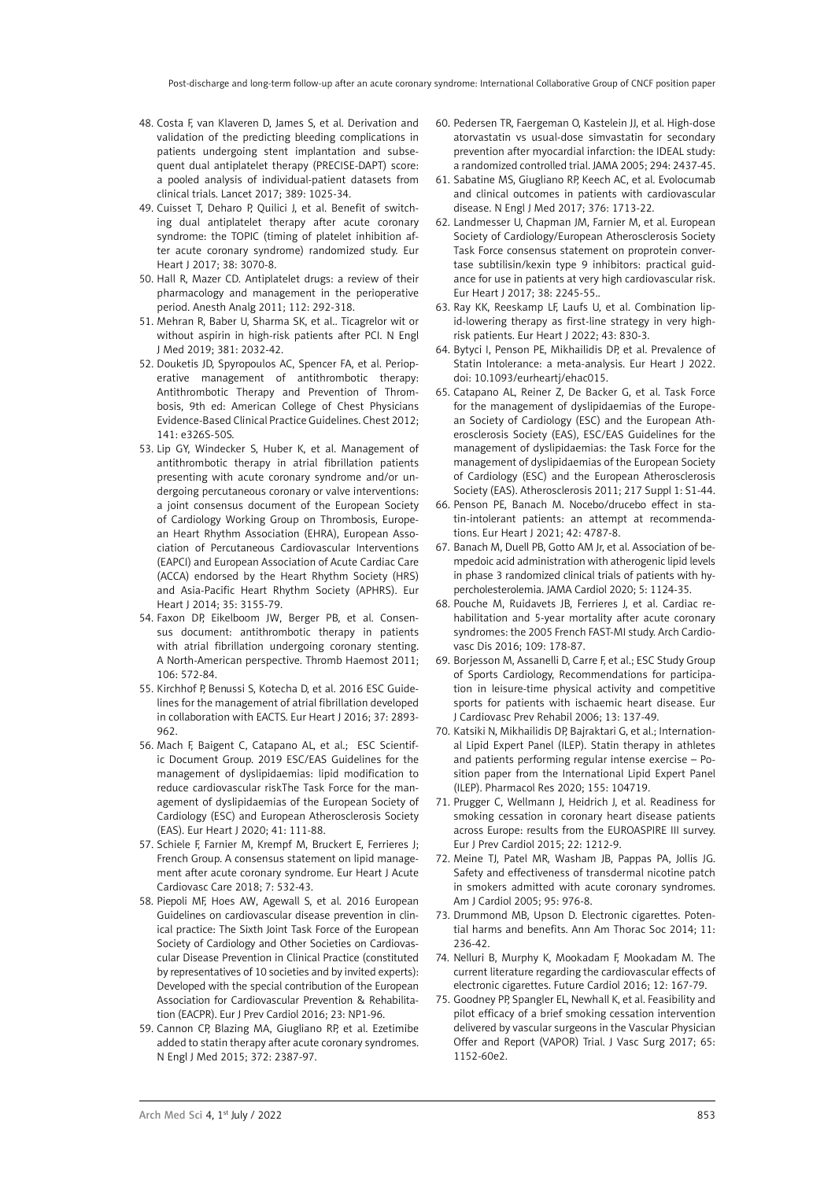48. Costa F, van Klaveren D, James S, et al. Derivation and validation of the predicting bleeding complications in patients undergoing stent implantation and subsequent dual antiplatelet therapy (PRECISE-DAPT) score: a pooled analysis of individual-patient datasets from clinical trials. Lancet 2017; 389: 1025-34.
49. Cuisset T, Deharo P, Quilici J, et al. Benefit of switching dual antiplatelet therapy after acute coronary syndrome: the TOPIC (timing of platelet inhibition after acute coronary syndrome) randomized study. Eur Heart J 2017; 38: 3070-8.
50. Hall R, Mazer CD. Antiplatelet drugs: a review of their pharmacology and management in the perioperative period. Anesth Analg 2011; 112: 292-318.
51. Mehran R, Baber U, Sharma SK, et al.. Ticagrelor wit or without aspirin in high-risk patients after PCI. N Engl J Med 2019; 381: 2032-42.
52. Douketis JD, Spyropoulos AC, Spencer FA, et al. Perioperative management of antithrombotic therapy: Antithrombotic Therapy and Prevention of Thrombosis, 9th ed: American College of Chest Physicians Evidence-Based Clinical Practice Guidelines. Chest 2012; 141: e326S-50S.
53. Lip GY, Windecker S, Huber K, et al. Management of antithrombotic therapy in atrial fibrillation patients presenting with acute coronary syndrome and/or undergoing percutaneous coronary or valve interventions: a joint consensus document of the European Society of Cardiology Working Group on Thrombosis, European Heart Rhythm Association (EHRA), European Association of Percutaneous Cardiovascular Interventions (EAPCI) and European Association of Acute Cardiac Care (ACCA) endorsed by the Heart Rhythm Society (HRS) and Asia-Pacific Heart Rhythm Society (APHRS). Eur Heart J 2014; 35: 3155-79.
54. Faxon DP, Eikelboom JW, Berger PB, et al. Consensus document: antithrombotic therapy in patients with atrial fibrillation undergoing coronary stenting. A North-American perspective. Thromb Haemost 2011; 106: 572-84.
55. Kirchhof P, Benussi S, Kotecha D, et al. 2016 ESC Guidelines for the management of atrial fibrillation developed in collaboration with EACTS. Eur Heart J 2016; 37: 2893-962.
56. Mach F, Baigent C, Catapano AL, et al.; ESC Scientific Document Group. 2019 ESC/EAS Guidelines for the management of dyslipidaemias: lipid modification to reduce cardiovascular riskThe Task Force for the management of dyslipidaemias of the European Society of Cardiology (ESC) and European Atherosclerosis Society (EAS). Eur Heart J 2020; 41: 111-88.
57. Schiele F, Farnier M, Krempf M, Bruckert E, Ferrieres J; French Group. A consensus statement on lipid management after acute coronary syndrome. Eur Heart J Acute Cardiovasc Care 2018; 7: 532-43.
58. Piepoli MF, Hoes AW, Agewall S, et al. 2016 European Guidelines on cardiovascular disease prevention in clinical practice: The Sixth Joint Task Force of the European Society of Cardiology and Other Societies on Cardiovascular Disease Prevention in Clinical Practice (constituted by representatives of 10 societies and by invited experts): Developed with the special contribution of the European Association for Cardiovascular Prevention & Rehabilitation (EACPR). Eur J Prev Cardiol 2016; 23: NP1-96.
59. Cannon CP, Blazing MA, Giugliano RP, et al. Ezetimibe added to statin therapy after acute coronary syndromes. N Engl J Med 2015; 372: 2387-97.
60. Pedersen TR, Faergeman O, Kastelein JJ, et al. High-dose atorvastatin vs usual-dose simvastatin for secondary prevention after myocardial infarction: the IDEAL study: a randomized controlled trial. JAMA 2005; 294: 2437-45.
61. Sabatine MS, Giugliano RP, Keech AC, et al. Evolocumab and clinical outcomes in patients with cardiovascular disease. N Engl J Med 2017; 376: 1713-22.
62. Landmesser U, Chapman JM, Farnier M, et al. European Society of Cardiology/European Atherosclerosis Society Task Force consensus statement on proprotein convertase subtilisin/kexin type 9 inhibitors: practical guidance for use in patients at very high cardiovascular risk. Eur Heart J 2017; 38: 2245-55..
63. Ray KK, Reeskamp LF, Laufs U, et al. Combination lipid-lowering therapy as first-line strategy in very high-risk patients. Eur Heart J 2022; 43: 830-3.
64. Bytyci I, Penson PE, Mikhailidis DP, et al. Prevalence of Statin Intolerance: a meta-analysis. Eur Heart J 2022. doi: 10.1093/eurheartj/ehac015.
65. Catapano AL, Reiner Z, De Backer G, et al. Task Force for the management of dyslipidaemias of the European Society of Cardiology (ESC) and the European Atherosclerosis Society (EAS), ESC/EAS Guidelines for the management of dyslipidaemias: the Task Force for the management of dyslipidaemias of the European Society of Cardiology (ESC) and the European Atherosclerosis Society (EAS). Atherosclerosis 2011; 217 Suppl 1: S1-44.
66. Penson PE, Banach M. Nocebo/drucebo effect in statin-intolerant patients: an attempt at recommendations. Eur Heart J 2021; 42: 4787-8.
67. Banach M, Duell PB, Gotto AM Jr, et al. Association of bempedoic acid administration with atherogenic lipid levels in phase 3 randomized clinical trials of patients with hypercholesterolemia. JAMA Cardiol 2020; 5: 1124-35.
68. Pouche M, Ruidavets JB, Ferrieres J, et al. Cardiac rehabilitation and 5-year mortality after acute coronary syndromes: the 2005 French FAST-MI study. Arch Cardiovasc Dis 2016; 109: 178-87.
69. Borjesson M, Assanelli D, Carre F, et al.; ESC Study Group of Sports Cardiology, Recommendations for participation in leisure-time physical activity and competitive sports for patients with ischaemic heart disease. Eur J Cardiovasc Prev Rehabil 2006; 13: 137-49.
70. Katsiki N, Mikhailidis DP, Bajraktari G, et al.; International Lipid Expert Panel (ILEP). Statin therapy in athletes and patients performing regular intense exercise – Position paper from the International Lipid Expert Panel (ILEP). Pharmacol Res 2020; 155: 104719.
71. Prugger C, Wellmann J, Heidrich J, et al. Readiness for smoking cessation in coronary heart disease patients across Europe: results from the EUROASPIRE III survey. Eur J Prev Cardiol 2015; 22: 1212-9.
72. Meine TJ, Patel MR, Washam JB, Pappas PA, Jollis JG. Safety and effectiveness of transdermal nicotine patch in smokers admitted with acute coronary syndromes. Am J Cardiol 2005; 95: 976-8.
73. Drummond MB, Upson D. Electronic cigarettes. Potential harms and benefits. Ann Am Thorac Soc 2014; 11: 236-42.
74. Nelluri B, Murphy K, Mookadam F, Mookadam M. The current literature regarding the cardiovascular effects of electronic cigarettes. Future Cardiol 2016; 12: 167-79.
75. Goodney PP, Spangler EL, Newhall K, et al. Feasibility and pilot efficacy of a brief smoking cessation intervention delivered by vascular surgeons in the Vascular Physician Offer and Report (VAPOR) Trial. J Vasc Surg 2017; 65: 1152-60e2.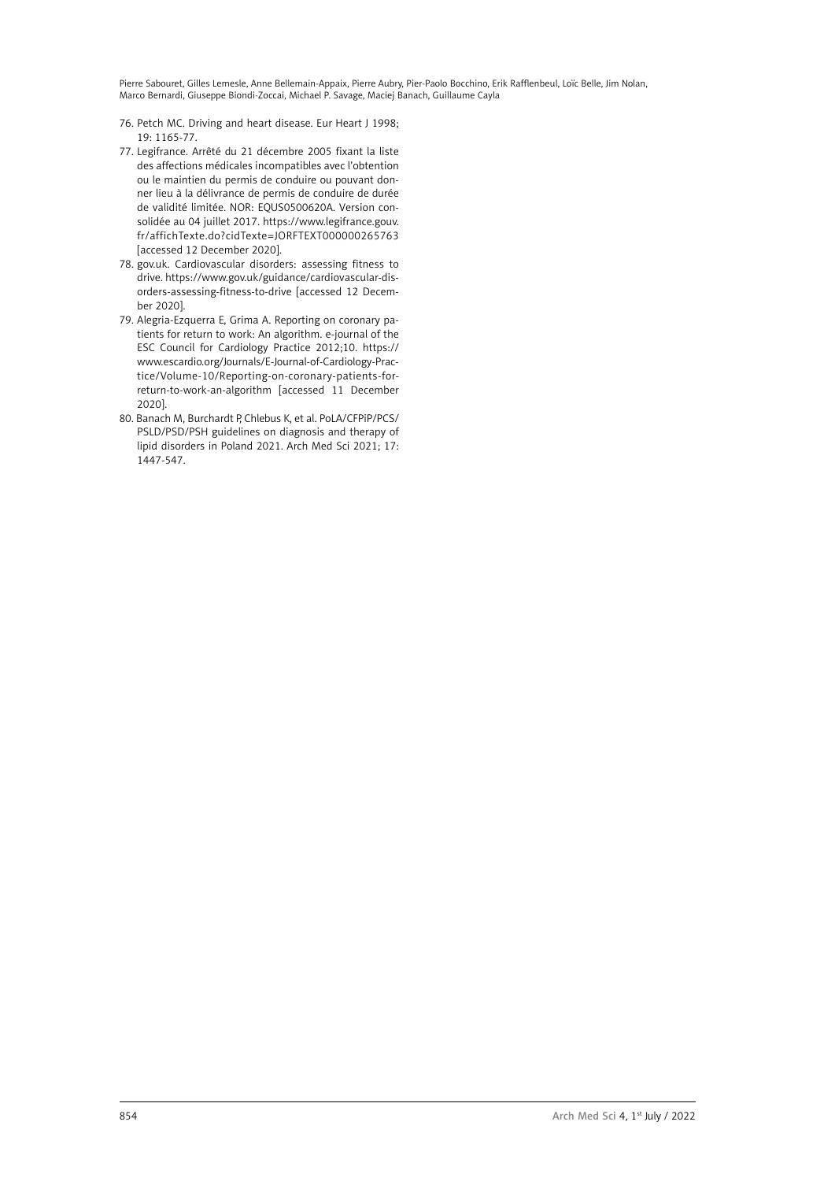76. Petch MC. Driving and heart disease. Eur Heart J 1998; 19: 1165-77.
77. Legifrance. Arrêté du 21 décembre 2005 fixant la liste des affections médicales incompatibles avec l'obtention ou le maintien du permis de conduire ou pouvant donner lieu à la délivrance de permis de conduire de durée de validité limitée. NOR: EQUS0500620A. Version consolidée au 04 juillet 2017. https://www.legifrance.gouv.fr/affichTexte.do?cidTexte=JORFTEXT000000265763 [accessed 12 December 2020].
78. gov.uk. Cardiovascular disorders: assessing fitness to drive. https://www.gov.uk/guidance/cardiovascular-disorders-assessing-fitness-to-drive [accessed 12 December 2020].
79. Alegria-Ezquerra E, Grima A. Reporting on coronary patients for return to work: An algorithm. e-journal of the ESC Council for Cardiology Practice 2012;10. https://www.escardio.org/Journals/E-Journal-of-Cardiology-Practice/Volume-10/Reporting-on-coronary-patients-for-return-to-work-an-algorithm [accessed 11 December 2020].
80. Banach M, Burchardt P, Chlebus K, et al. PoLA/CFPiP/PCS/PSLD/PSD/PSH guidelines on diagnosis and therapy of lipid disorders in Poland 2021. Arch Med Sci 2021; 17: 1447-547.